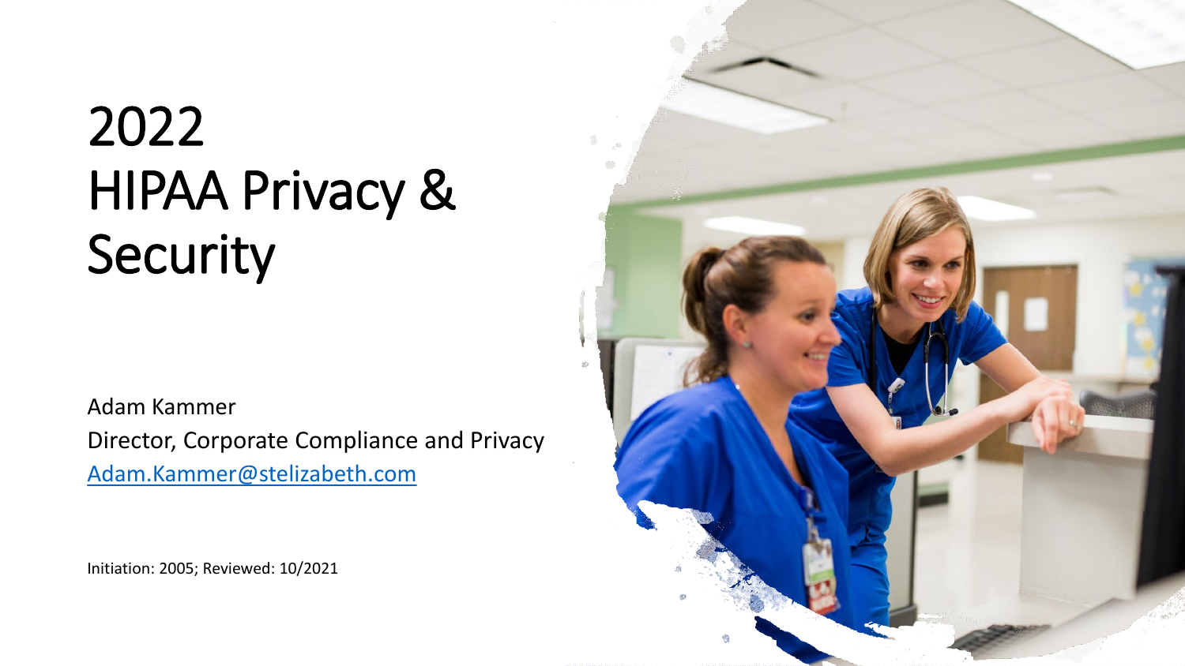# 2022 HIPAA Privacy & Security

Adam Kammer

Director, Corporate Compliance and Privacy

Adam.Kammer@stelizabeth.com

Initiation: 2005; Reviewed: 10/2021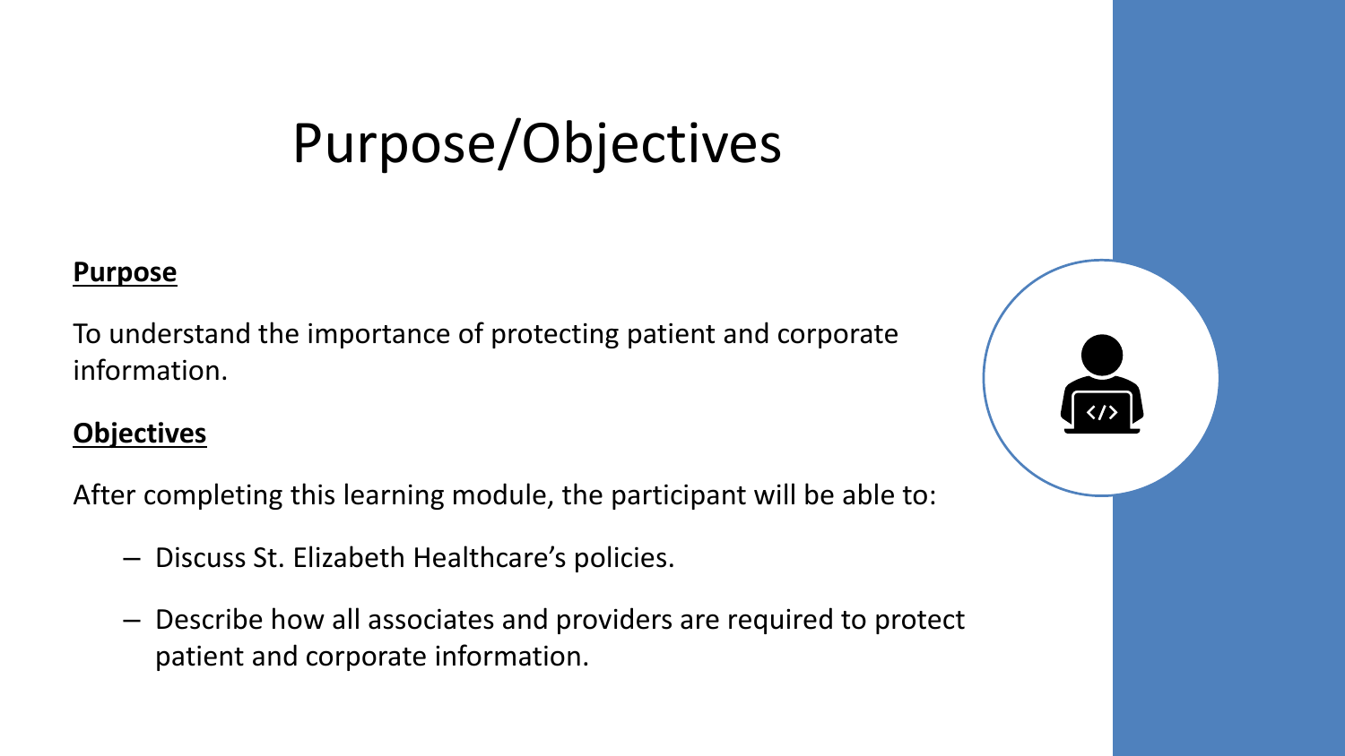# Purpose/Objectives

**Purpose**

To understand the importance of protecting patient and corporate information.

**Objectives**

After completing this learning module, the participant will be able to:

- Discuss St. Elizabeth Healthcare's policies.
- Describe how all associates and providers are required to protect patient and corporate information.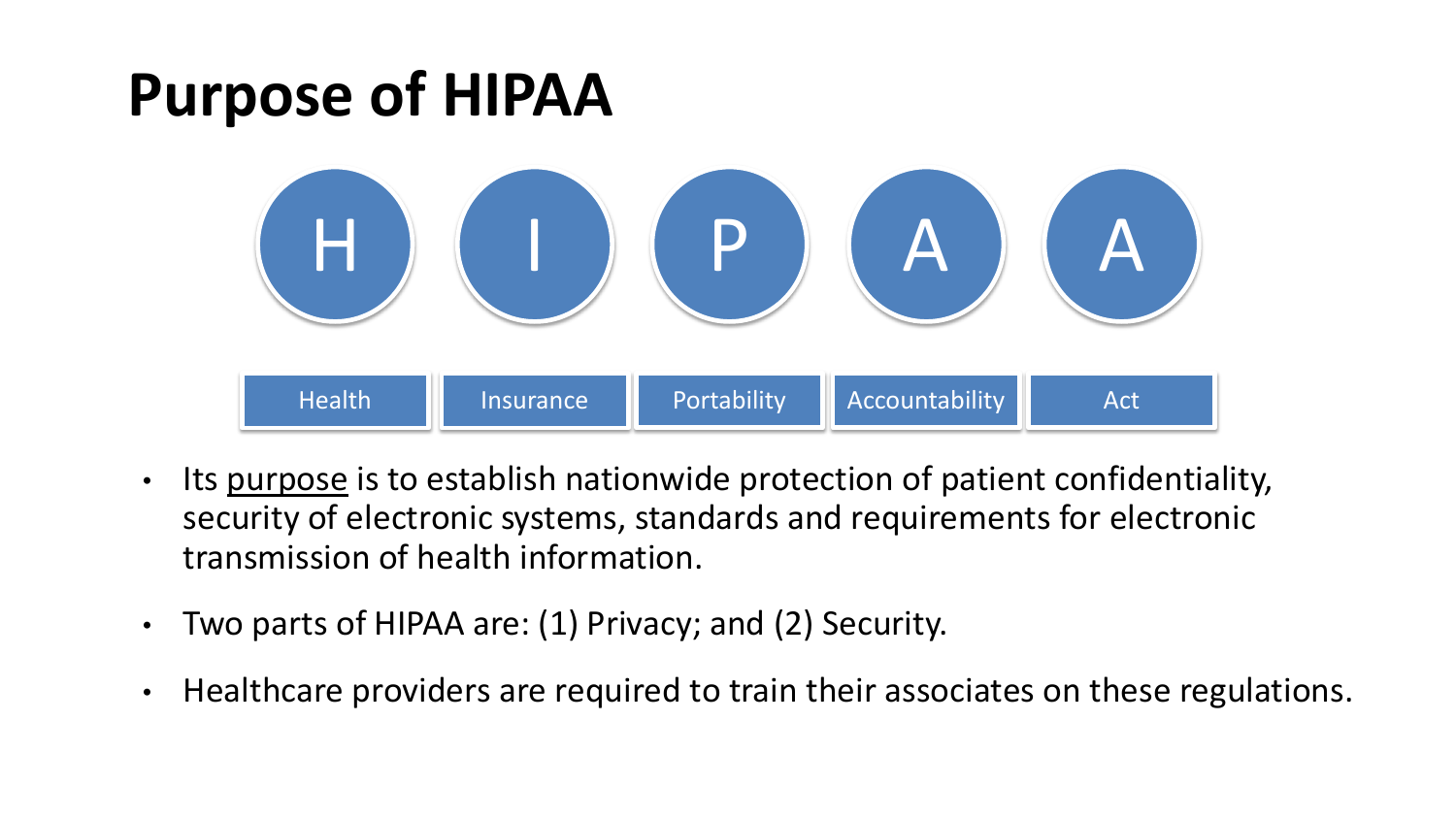# Purpose of HIPAA

| H | I | P | A | A |
|---|---|---|---|---|
| Health | Insurance | Portability | Accountability | Act |

- Its <u>purpose</u> is to establish nationwide protection of patient confidentiality, security of electronic systems, standards and requirements for electronic transmission of health information.
- Two parts of HIPAA are: (1) Privacy; and (2) Security.
- Healthcare providers are required to train their associates on these regulations.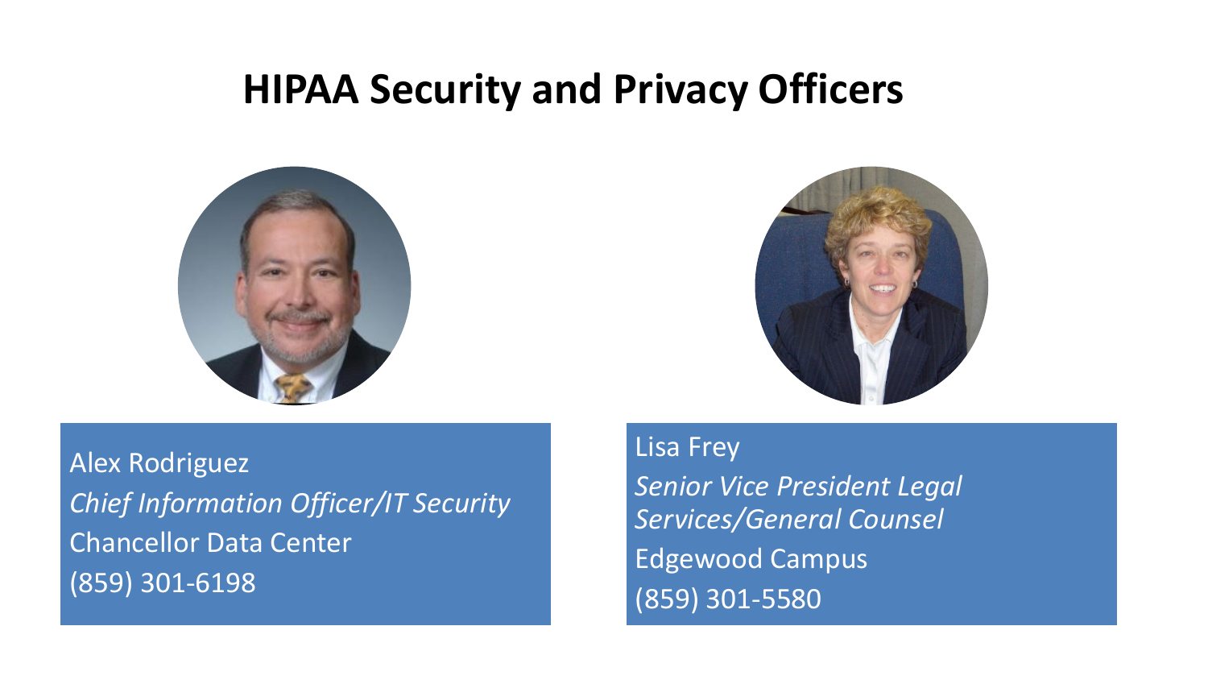# HIPAA Security and Privacy Officers

Alex Rodriguez
*Chief Information Officer/IT Security*
Chancellor Data Center
(859) 301-6198

Lisa Frey
*Senior Vice President Legal Services/General Counsel*
Edgewood Campus
(859) 301-5580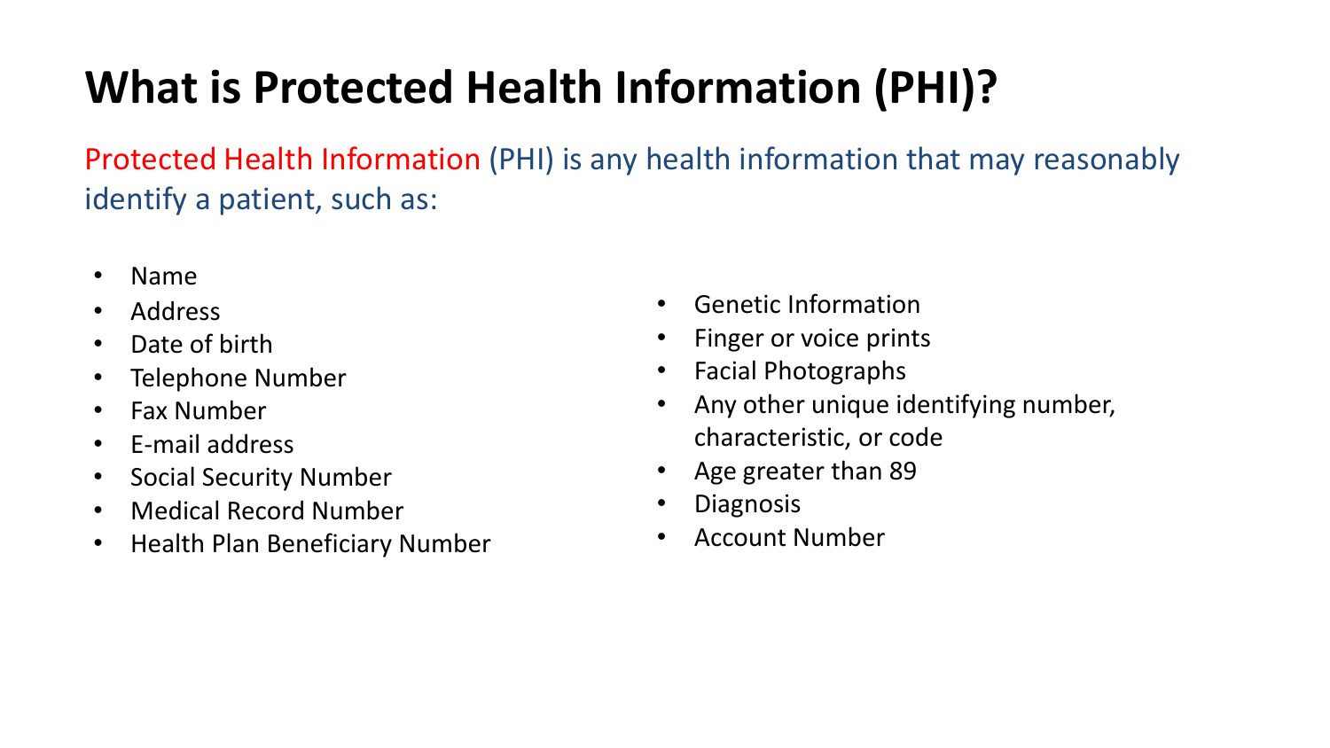# What is Protected Health Information (PHI)?

Protected Health Information (PHI) is any health information that may reasonably identify a patient, such as:

- Name
- Address
- Date of birth
- Telephone Number
- Fax Number
- E-mail address
- Social Security Number
- Medical Record Number
- Health Plan Beneficiary Number
- Genetic Information
- Finger or voice prints
- Facial Photographs
- Any other unique identifying number, characteristic, or code
- Age greater than 89
- Diagnosis
- Account Number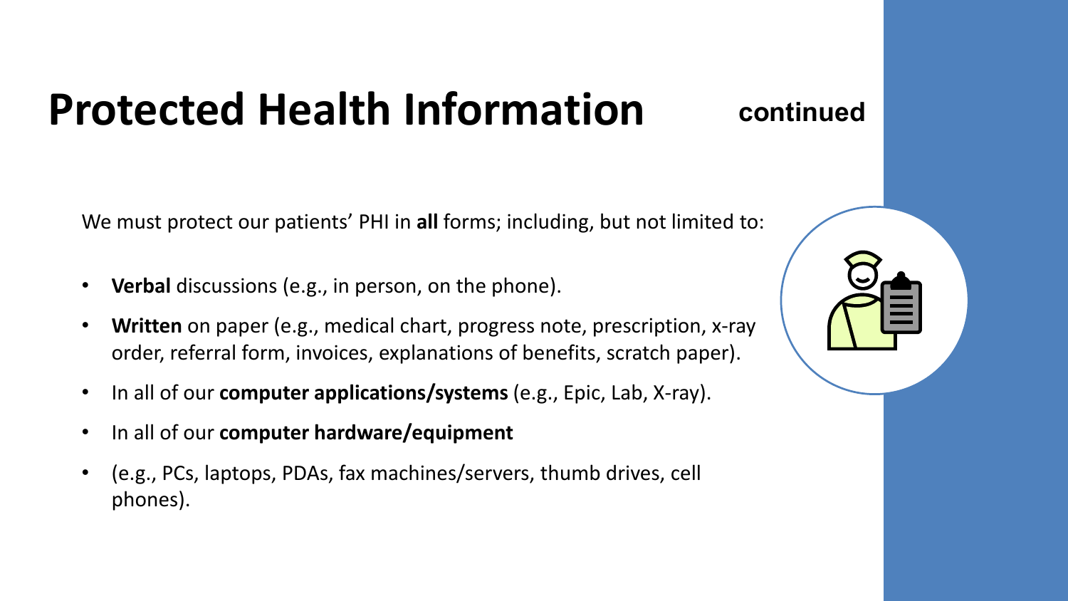# Protected Health Information continued

We must protect our patients' PHI in **all** forms; including, but not limited to:

- **Verbal** discussions (e.g., in person, on the phone).
- **Written** on paper (e.g., medical chart, progress note, prescription, x-ray order, referral form, invoices, explanations of benefits, scratch paper).
- In all of our **computer applications/systems** (e.g., Epic, Lab, X-ray).
- In all of our **computer hardware/equipment**
- (e.g., PCs, laptops, PDAs, fax machines/servers, thumb drives, cell phones).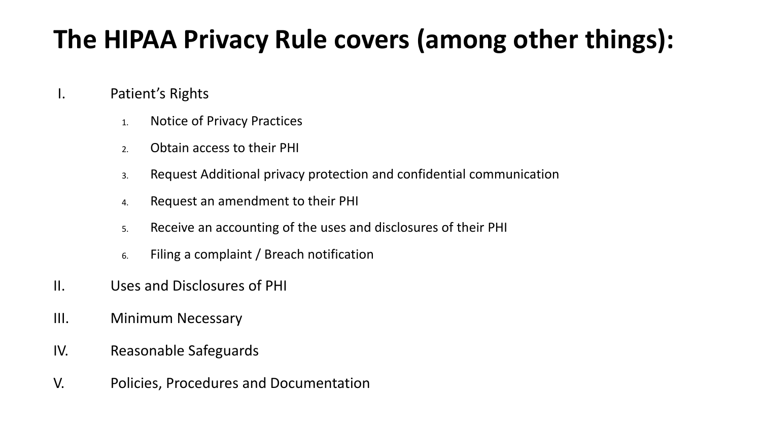# The HIPAA Privacy Rule covers (among other things):

I. Patient's Rights
   1. Notice of Privacy Practices
   2. Obtain access to their PHI
   3. Request Additional privacy protection and confidential communication
   4. Request an amendment to their PHI
   5. Receive an accounting of the uses and disclosures of their PHI
   6. Filing a complaint / Breach notification

II. Uses and Disclosures of PHI

III. Minimum Necessary

IV. Reasonable Safeguards

V. Policies, Procedures and Documentation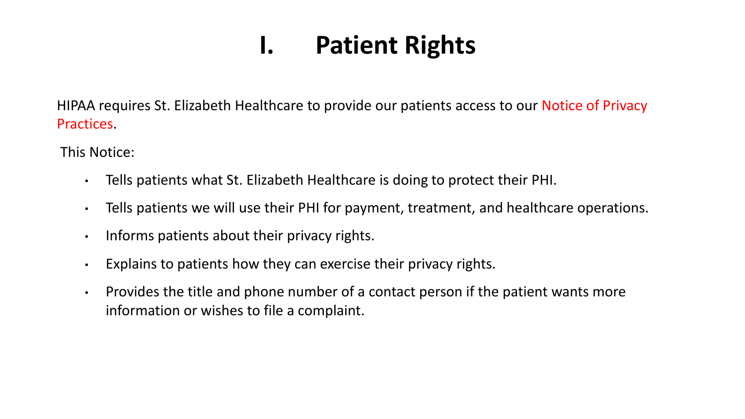# I. Patient Rights

HIPAA requires St. Elizabeth Healthcare to provide our patients access to our Notice of Privacy Practices.

This Notice:

- Tells patients what St. Elizabeth Healthcare is doing to protect their PHI.
- Tells patients we will use their PHI for payment, treatment, and healthcare operations.
- Informs patients about their privacy rights.
- Explains to patients how they can exercise their privacy rights.
- Provides the title and phone number of a contact person if the patient wants more information or wishes to file a complaint.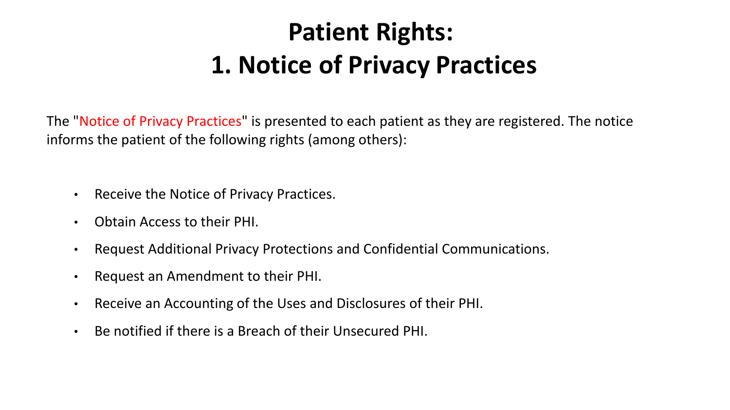# Patient Rights:
# 1. Notice of Privacy Practices

The "Notice of Privacy Practices" is presented to each patient as they are registered. The notice informs the patient of the following rights (among others):

- Receive the Notice of Privacy Practices.
- Obtain Access to their PHI.
- Request Additional Privacy Protections and Confidential Communications.
- Request an Amendment to their PHI.
- Receive an Accounting of the Uses and Disclosures of their PHI.
- Be notified if there is a Breach of their Unsecured PHI.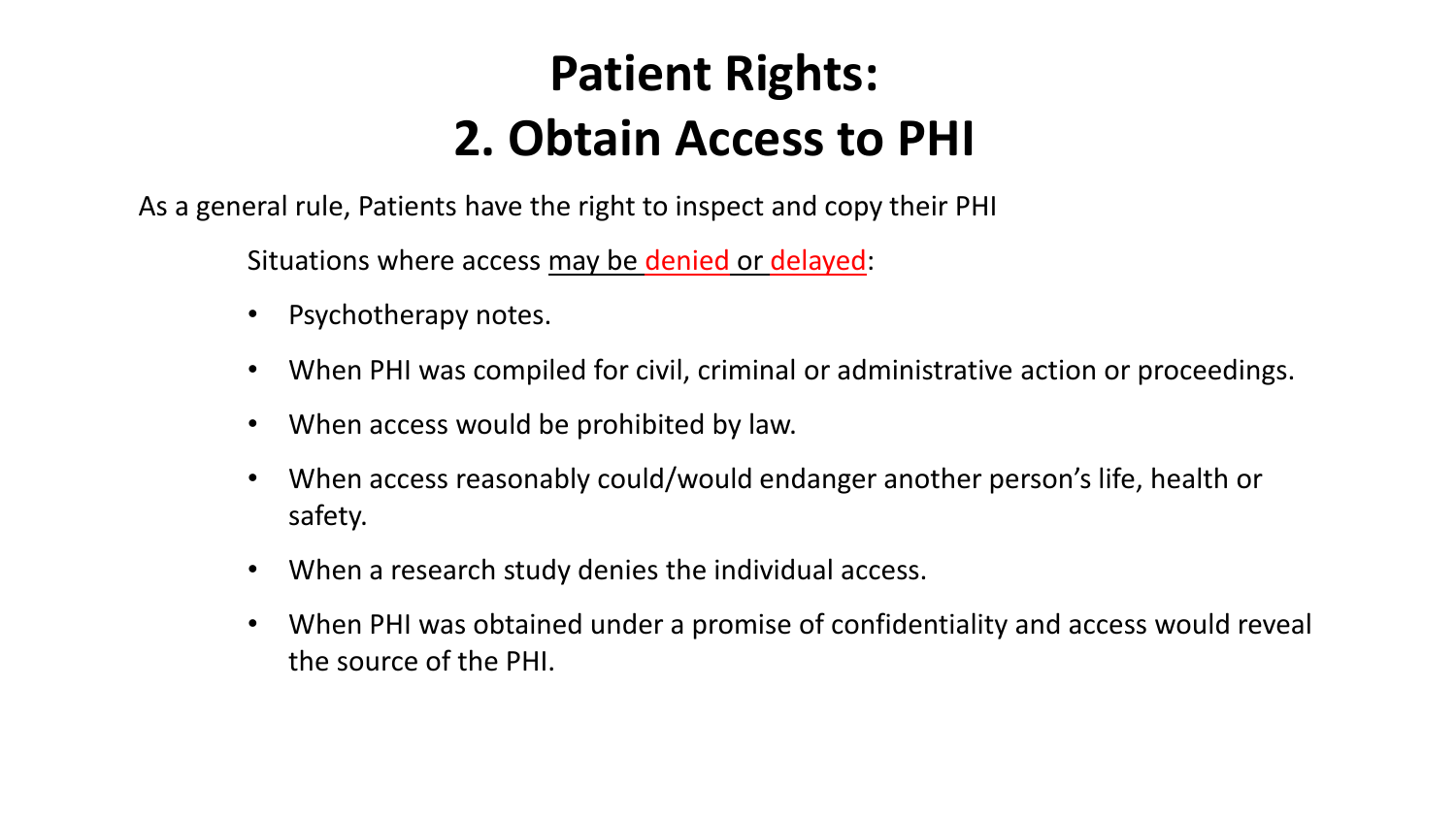# Patient Rights:
# 2. Obtain Access to PHI

As a general rule, Patients have the right to inspect and copy their PHI

Situations where access may be denied or delayed:

- Psychotherapy notes.
- When PHI was compiled for civil, criminal or administrative action or proceedings.
- When access would be prohibited by law.
- When access reasonably could/would endanger another person's life, health or safety.
- When a research study denies the individual access.
- When PHI was obtained under a promise of confidentiality and access would reveal the source of the PHI.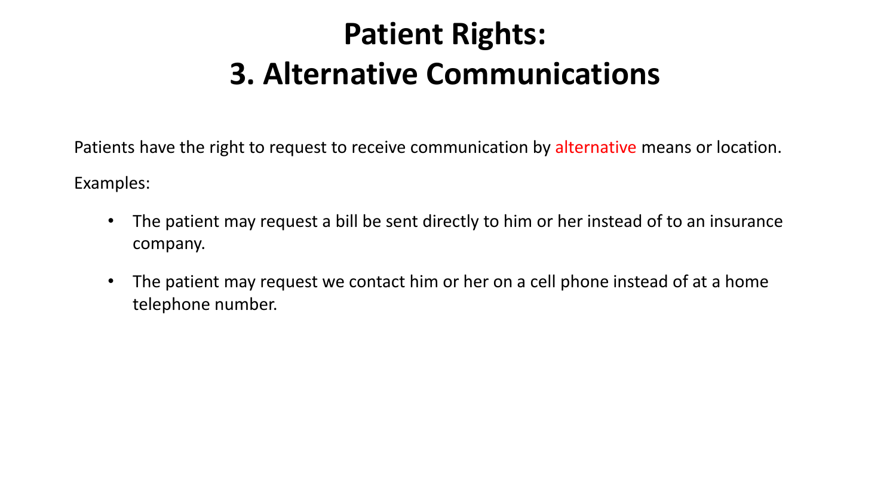# Patient Rights:
# 3. Alternative Communications

Patients have the right to request to receive communication by alternative means or location.

Examples:

- The patient may request a bill be sent directly to him or her instead of to an insurance company.
- The patient may request we contact him or her on a cell phone instead of at a home telephone number.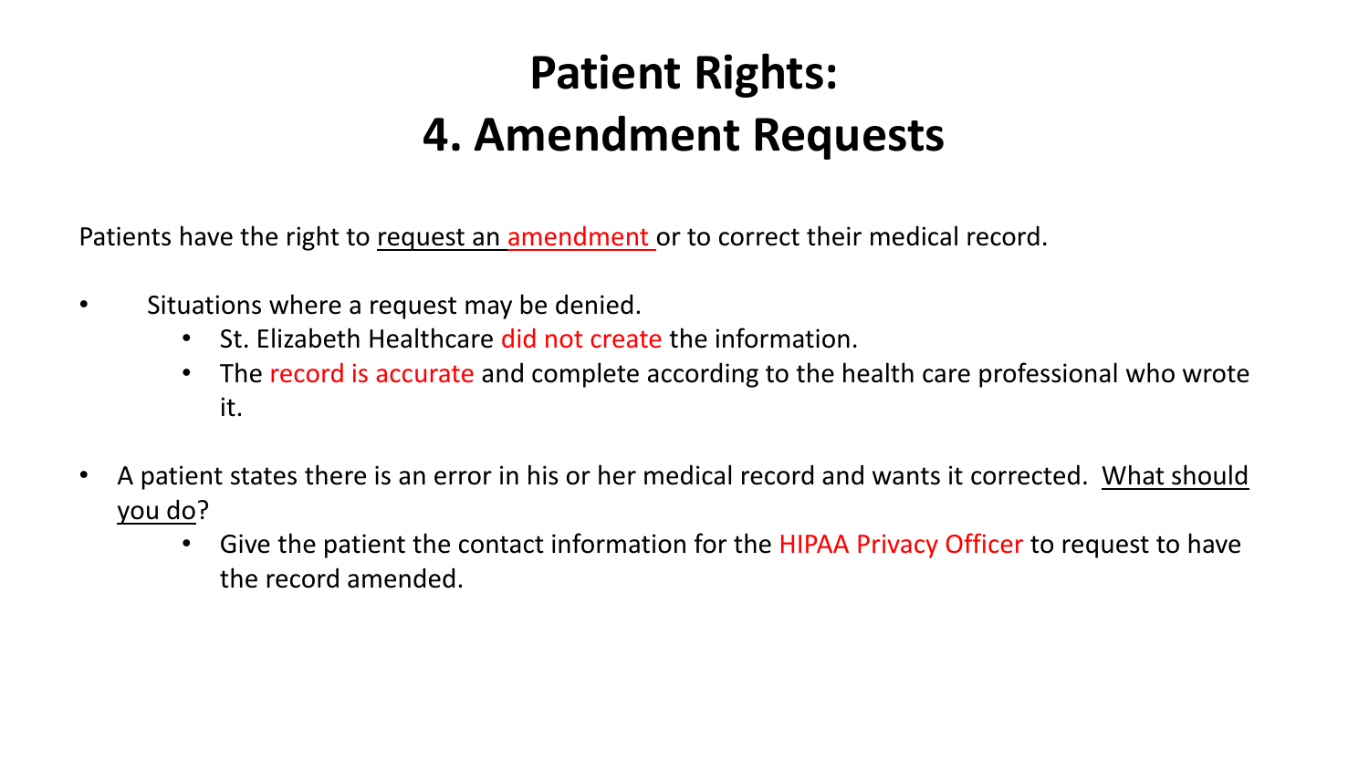# Patient Rights:
# 4. Amendment Requests

Patients have the right to request an amendment or to correct their medical record.

- Situations where a request may be denied.
  - St. Elizabeth Healthcare did not create the information.
  - The record is accurate and complete according to the health care professional who wrote it.

- A patient states there is an error in his or her medical record and wants it corrected. What should you do?
  - Give the patient the contact information for the HIPAA Privacy Officer to request to have the record amended.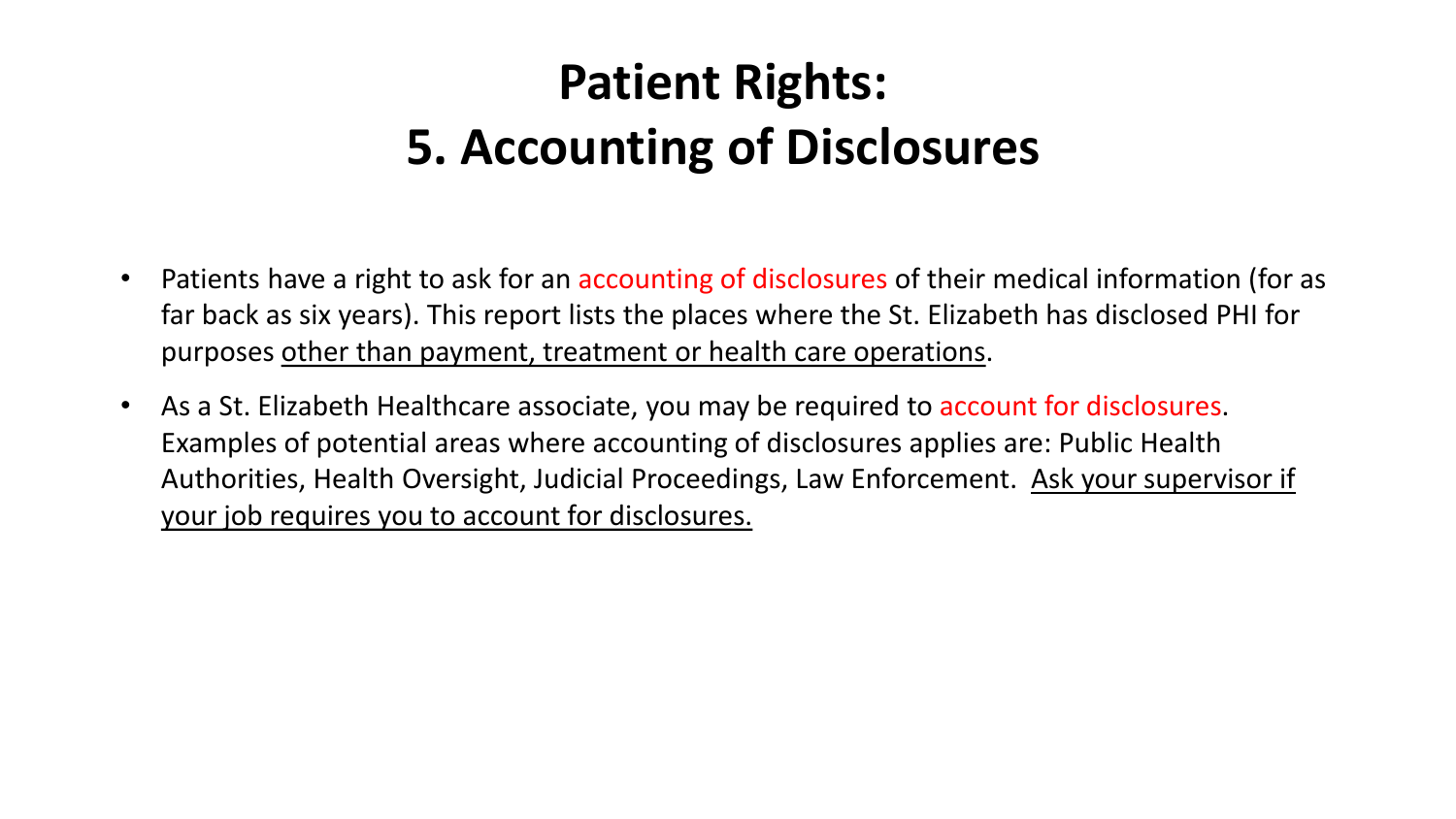# Patient Rights:
# 5. Accounting of Disclosures

- Patients have a right to ask for an accounting of disclosures of their medical information (for as far back as six years). This report lists the places where the St. Elizabeth has disclosed PHI for purposes <u>other than payment, treatment or health care operations</u>.
- As a St. Elizabeth Healthcare associate, you may be required to account for disclosures. Examples of potential areas where accounting of disclosures applies are: Public Health Authorities, Health Oversight, Judicial Proceedings, Law Enforcement. <u>Ask your supervisor if your job requires you to account for disclosures.</u>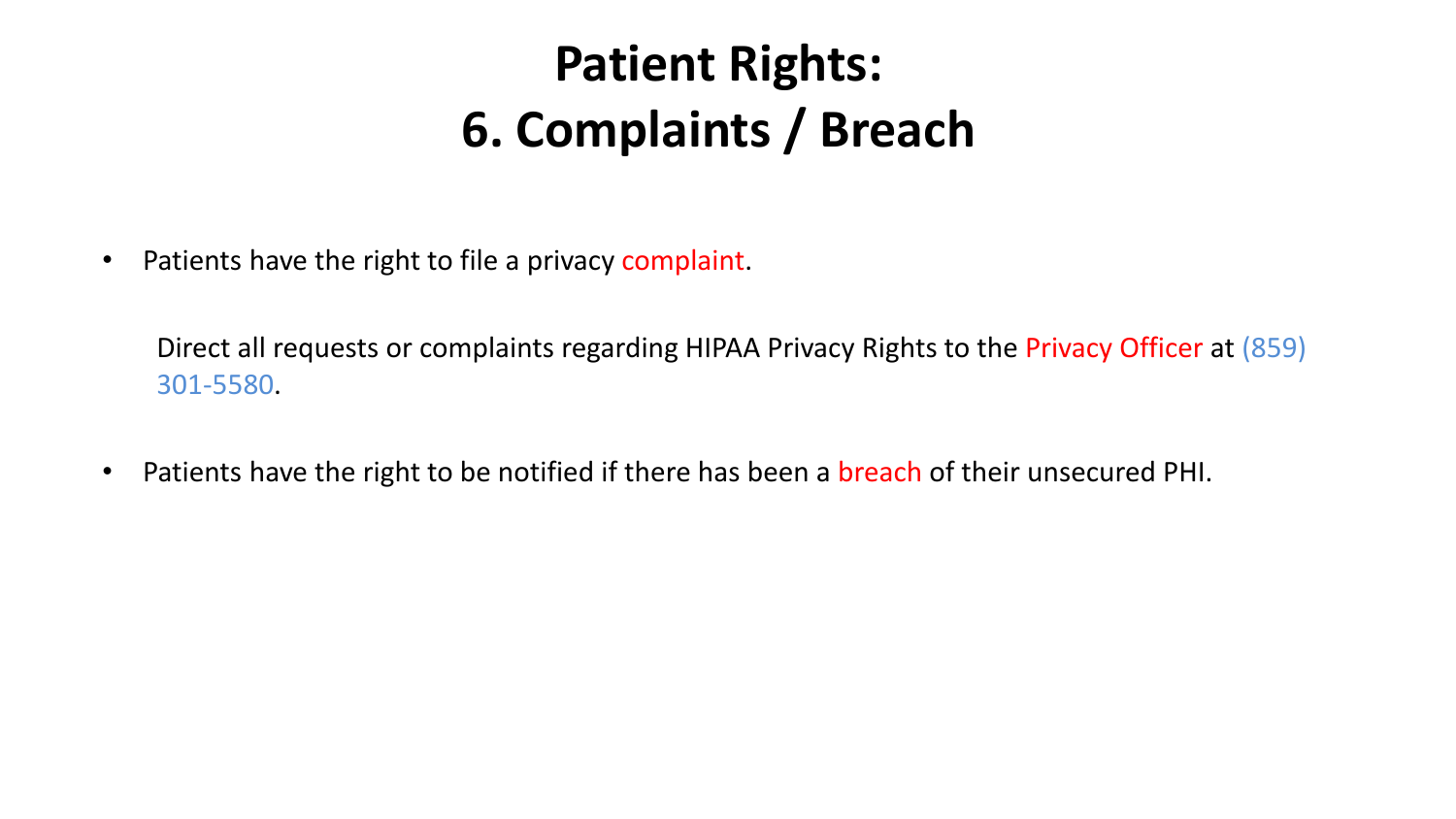# Patient Rights: 6. Complaints / Breach

- Patients have the right to file a privacy complaint.

  Direct all requests or complaints regarding HIPAA Privacy Rights to the Privacy Officer at (859) 301-5580.

- Patients have the right to be notified if there has been a breach of their unsecured PHI.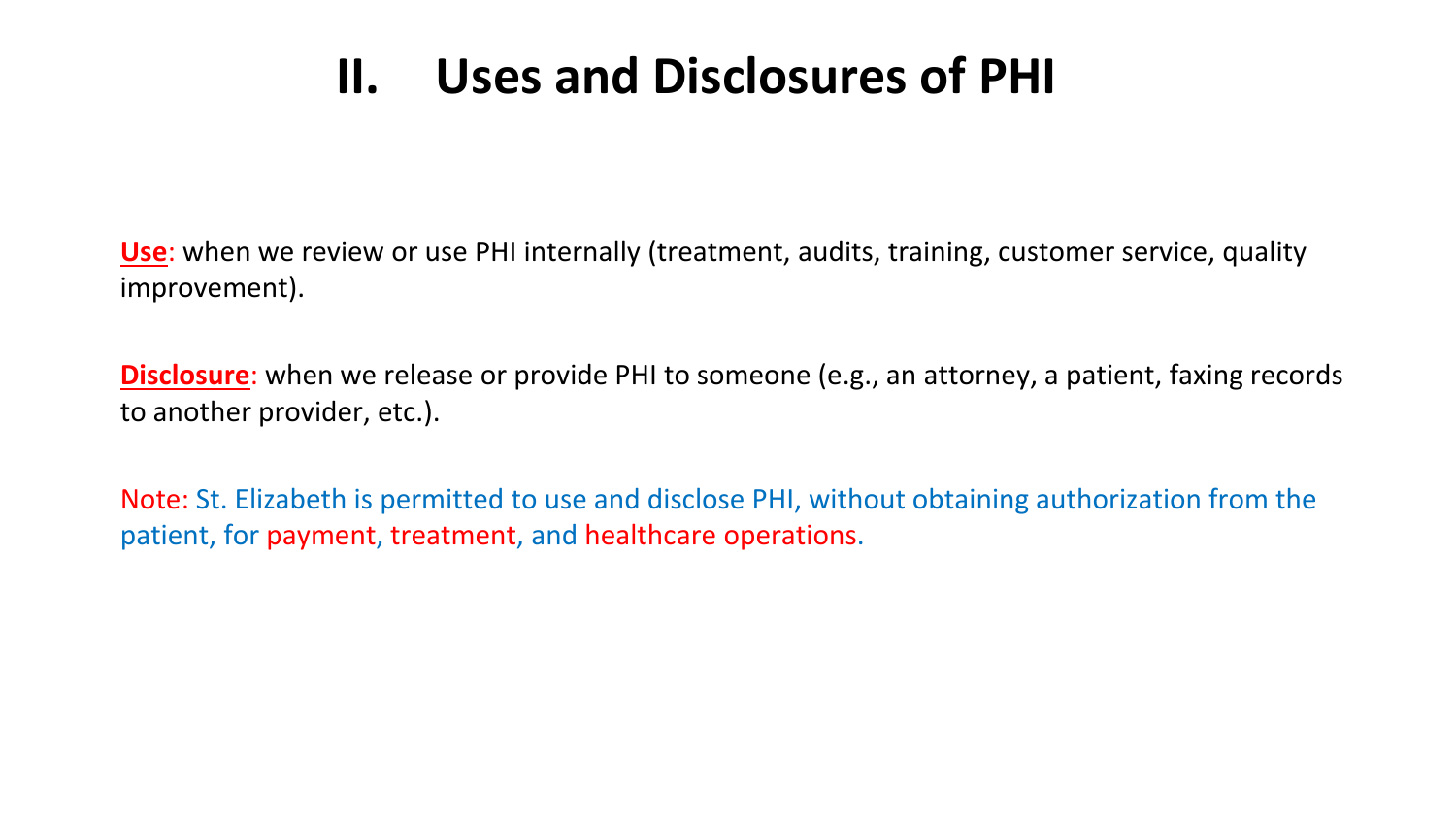# II. Uses and Disclosures of PHI

**Use**: when we review or use PHI internally (treatment, audits, training, customer service, quality improvement).

**Disclosure**: when we release or provide PHI to someone (e.g., an attorney, a patient, faxing records to another provider, etc.).

Note: St. Elizabeth is permitted to use and disclose PHI, without obtaining authorization from the patient, for payment, treatment, and healthcare operations.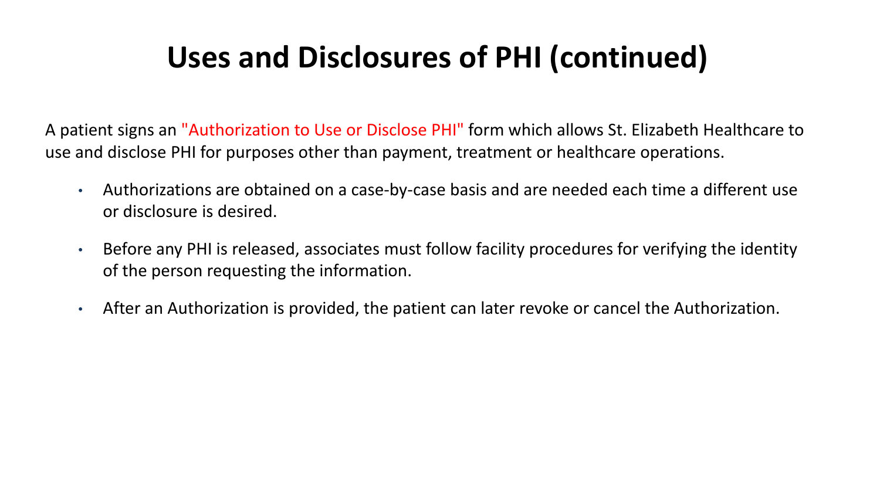# Uses and Disclosures of PHI (continued)

A patient signs an "Authorization to Use or Disclose PHI" form which allows St. Elizabeth Healthcare to use and disclose PHI for purposes other than payment, treatment or healthcare operations.

- Authorizations are obtained on a case-by-case basis and are needed each time a different use or disclosure is desired.
- Before any PHI is released, associates must follow facility procedures for verifying the identity of the person requesting the information.
- After an Authorization is provided, the patient can later revoke or cancel the Authorization.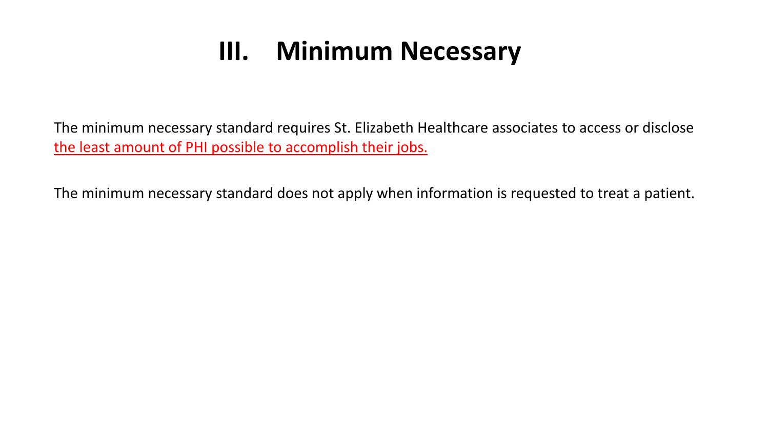# III. Minimum Necessary

The minimum necessary standard requires St. Elizabeth Healthcare associates to access or disclose the least amount of PHI possible to accomplish their jobs.

The minimum necessary standard does not apply when information is requested to treat a patient.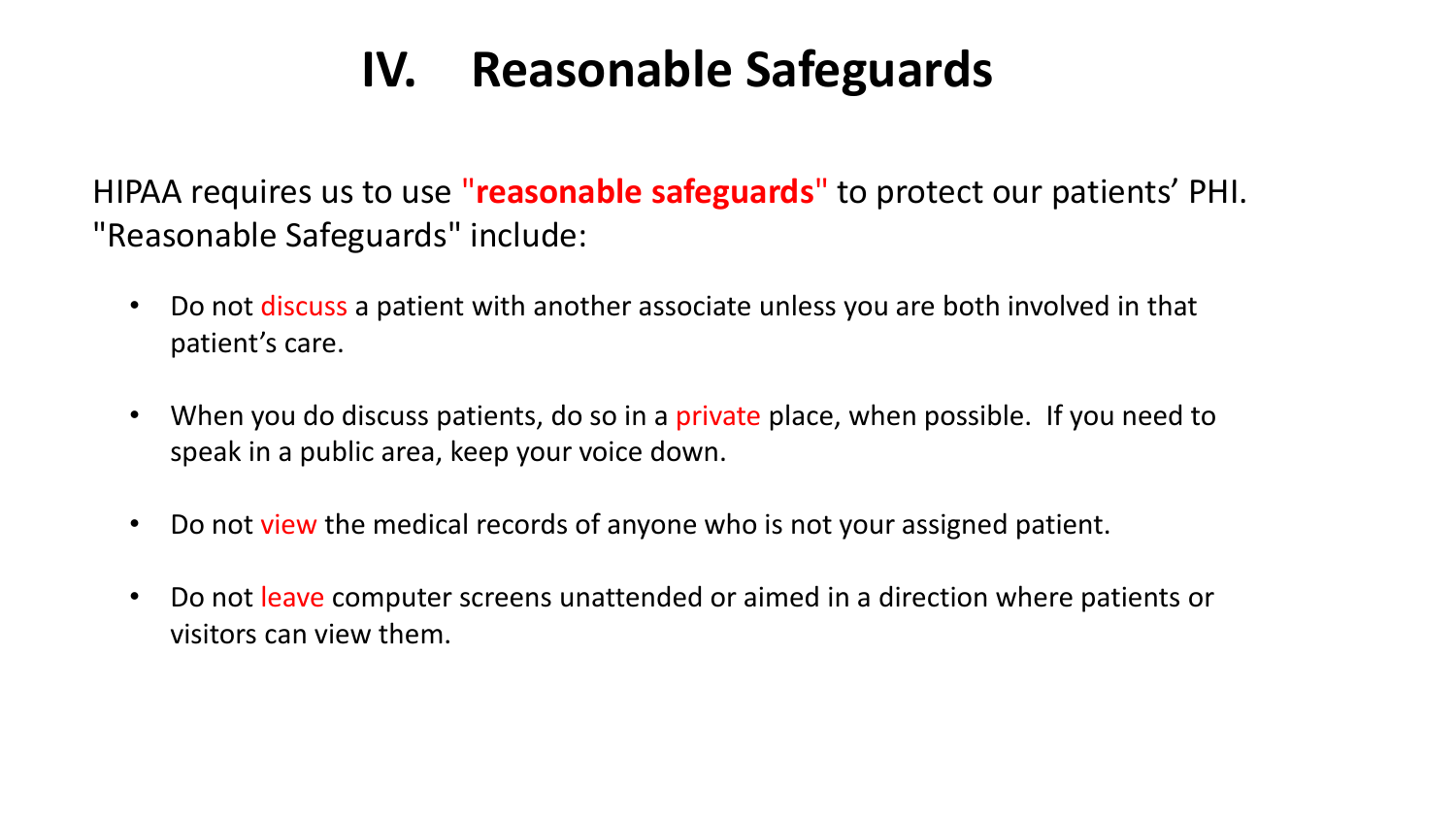# IV. Reasonable Safeguards

HIPAA requires us to use **"reasonable safeguards"** to protect our patients' PHI. "Reasonable Safeguards" include:

- Do not discuss a patient with another associate unless you are both involved in that patient's care.
- When you do discuss patients, do so in a private place, when possible. If you need to speak in a public area, keep your voice down.
- Do not view the medical records of anyone who is not your assigned patient.
- Do not leave computer screens unattended or aimed in a direction where patients or visitors can view them.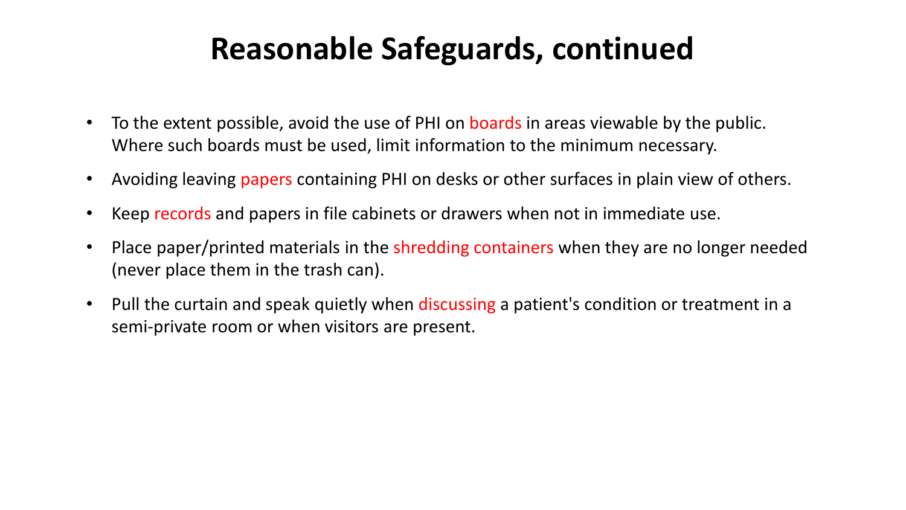# Reasonable Safeguards, continued

- To the extent possible, avoid the use of PHI on boards in areas viewable by the public. Where such boards must be used, limit information to the minimum necessary.
- Avoiding leaving papers containing PHI on desks or other surfaces in plain view of others.
- Keep records and papers in file cabinets or drawers when not in immediate use.
- Place paper/printed materials in the shredding containers when they are no longer needed (never place them in the trash can).
- Pull the curtain and speak quietly when discussing a patient's condition or treatment in a semi-private room or when visitors are present.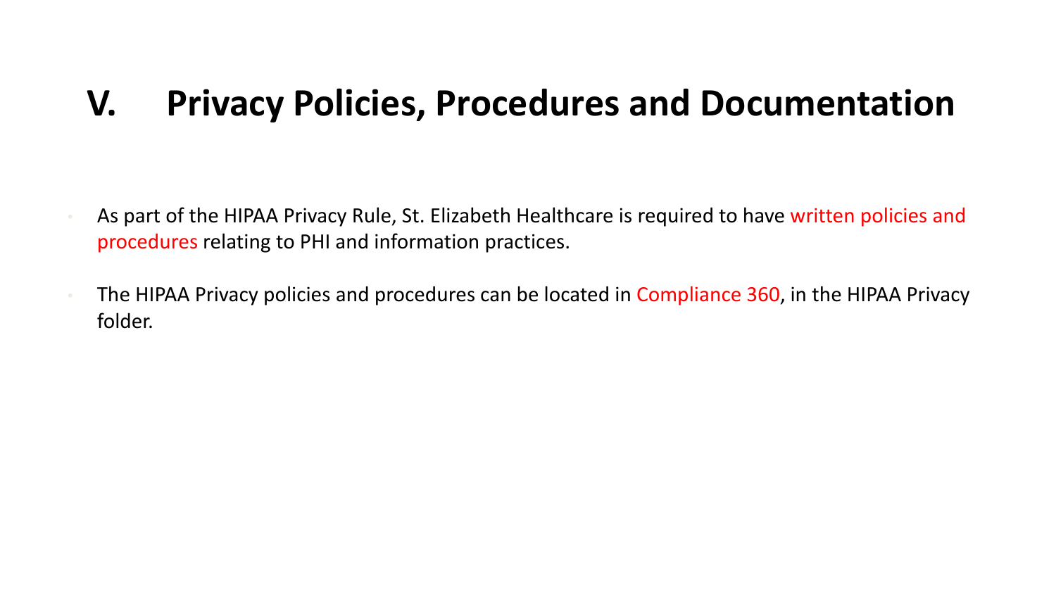# V. Privacy Policies, Procedures and Documentation

- As part of the HIPAA Privacy Rule, St. Elizabeth Healthcare is required to have written policies and procedures relating to PHI and information practices.
- The HIPAA Privacy policies and procedures can be located in Compliance 360, in the HIPAA Privacy folder.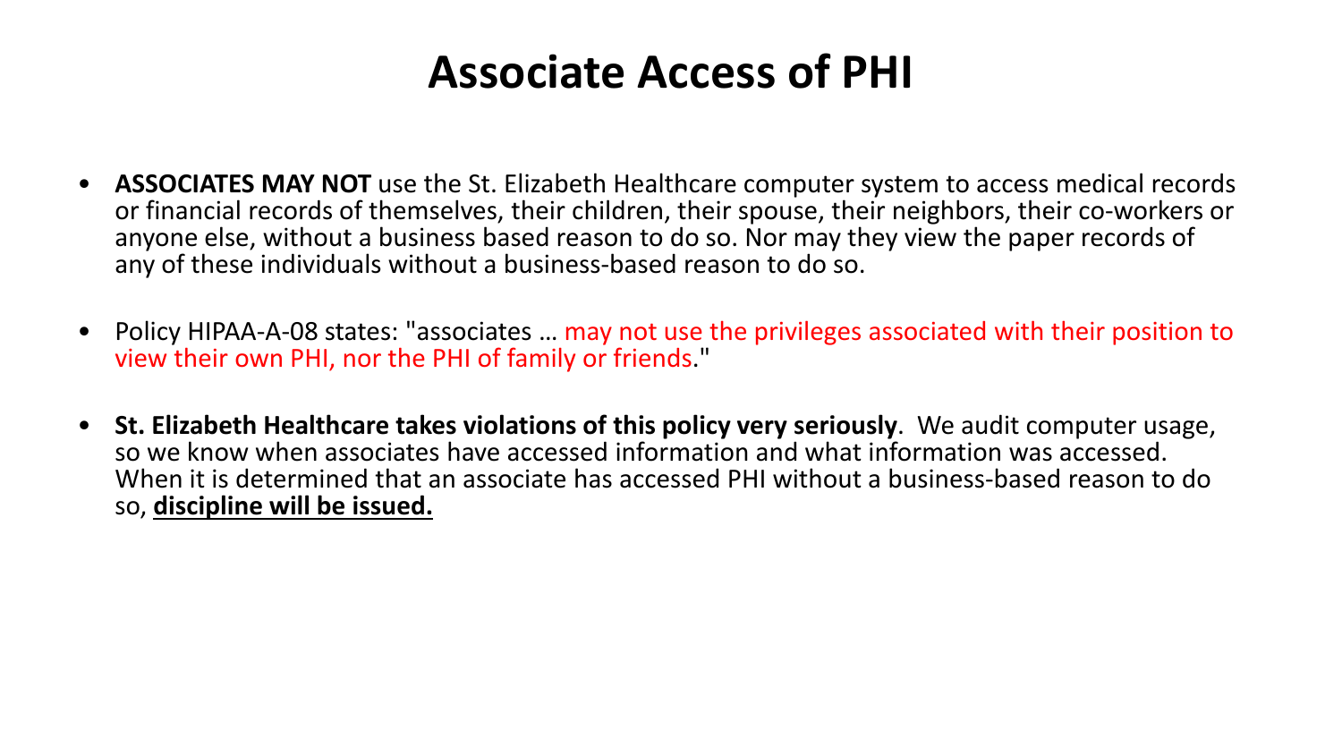# Associate Access of PHI

- **ASSOCIATES MAY NOT** use the St. Elizabeth Healthcare computer system to access medical records or financial records of themselves, their children, their spouse, their neighbors, their co-workers or anyone else, without a business based reason to do so. Nor may they view the paper records of any of these individuals without a business-based reason to do so.

- Policy HIPAA-A-08 states: "associates … may not use the privileges associated with their position to view their own PHI, nor the PHI of family or friends."

- **St. Elizabeth Healthcare takes violations of this policy very seriously**. We audit computer usage, so we know when associates have accessed information and what information was accessed. When it is determined that an associate has accessed PHI without a business-based reason to do so, **discipline will be issued.**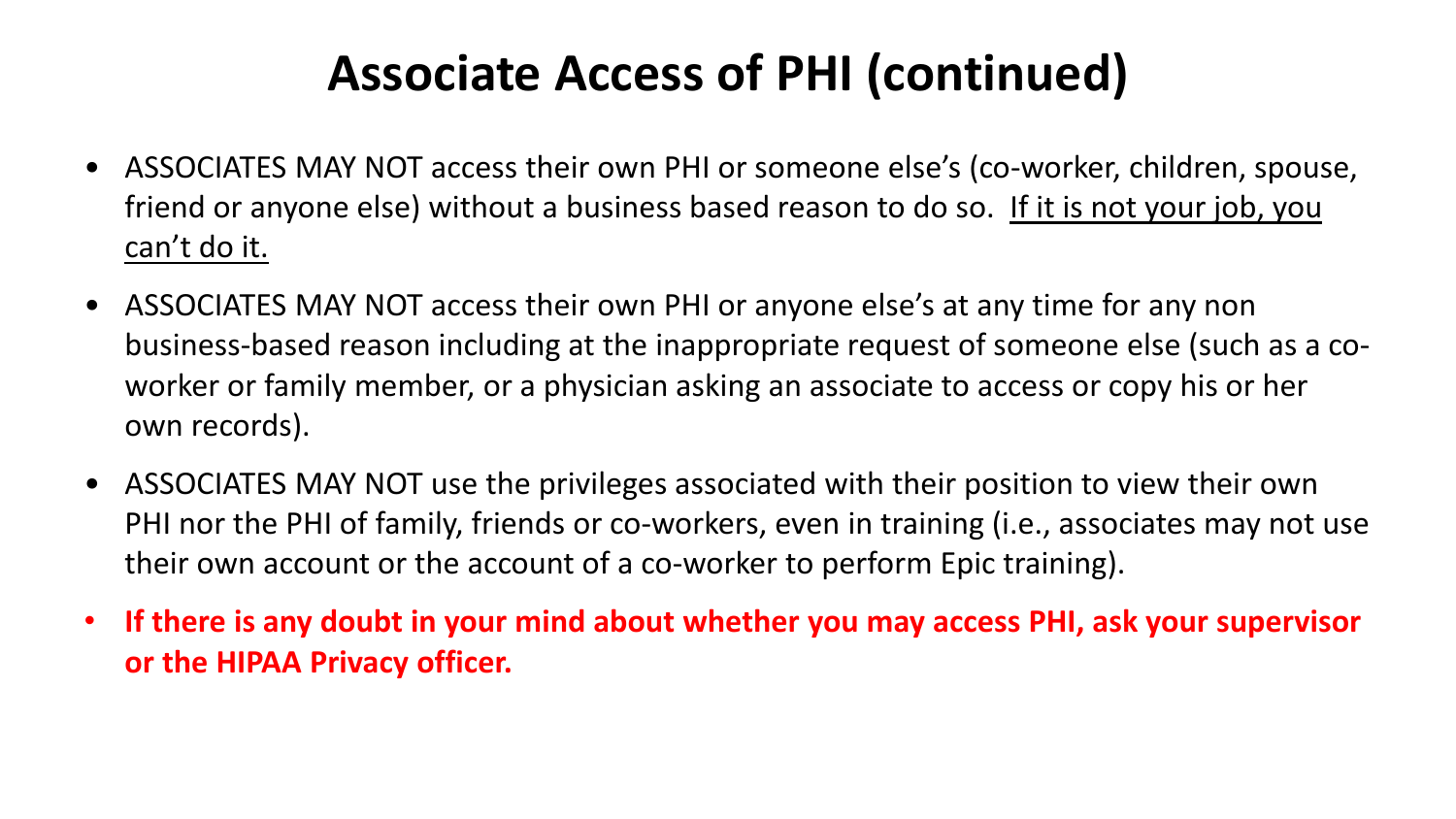# Associate Access of PHI (continued)

- ASSOCIATES MAY NOT access their own PHI or someone else's (co-worker, children, spouse, friend or anyone else) without a business based reason to do so. <u>If it is not your job, you can't do it.</u>
- ASSOCIATES MAY NOT access their own PHI or anyone else's at any time for any non business-based reason including at the inappropriate request of someone else (such as a co-worker or family member, or a physician asking an associate to access or copy his or her own records).
- ASSOCIATES MAY NOT use the privileges associated with their position to view their own PHI nor the PHI of family, friends or co-workers, even in training (i.e., associates may not use their own account or the account of a co-worker to perform Epic training).
- **If there is any doubt in your mind about whether you may access PHI, ask your supervisor or the HIPAA Privacy officer.**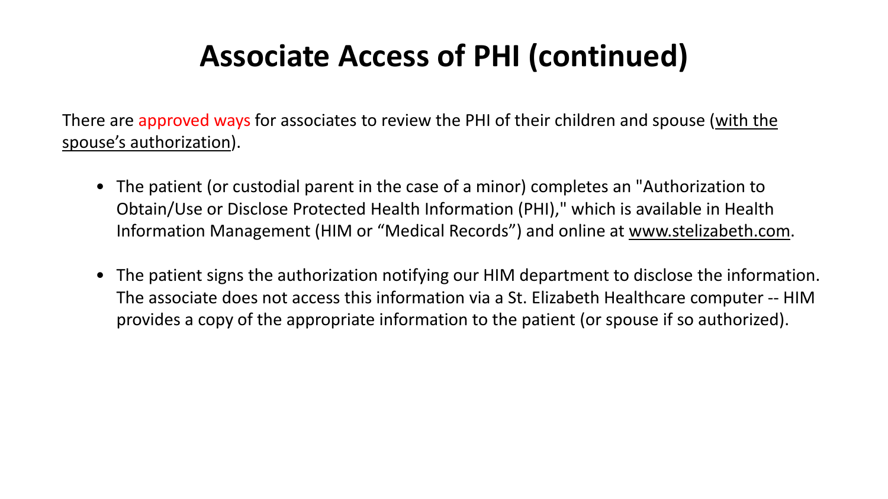# Associate Access of PHI (continued)

There are approved ways for associates to review the PHI of their children and spouse (with the spouse's authorization).

- The patient (or custodial parent in the case of a minor) completes an "Authorization to Obtain/Use or Disclose Protected Health Information (PHI)," which is available in Health Information Management (HIM or "Medical Records") and online at www.stelizabeth.com.

- The patient signs the authorization notifying our HIM department to disclose the information. The associate does not access this information via a St. Elizabeth Healthcare computer -- HIM provides a copy of the appropriate information to the patient (or spouse if so authorized).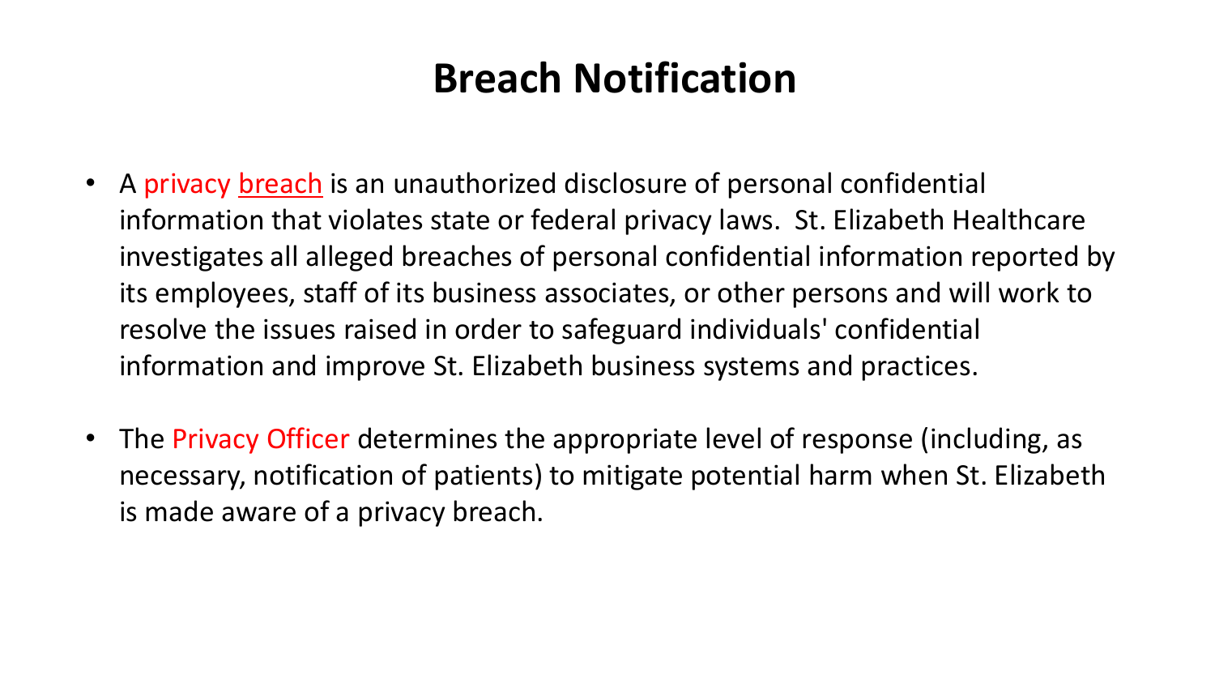# Breach Notification

- A privacy breach is an unauthorized disclosure of personal confidential information that violates state or federal privacy laws. St. Elizabeth Healthcare investigates all alleged breaches of personal confidential information reported by its employees, staff of its business associates, or other persons and will work to resolve the issues raised in order to safeguard individuals' confidential information and improve St. Elizabeth business systems and practices.
- The Privacy Officer determines the appropriate level of response (including, as necessary, notification of patients) to mitigate potential harm when St. Elizabeth is made aware of a privacy breach.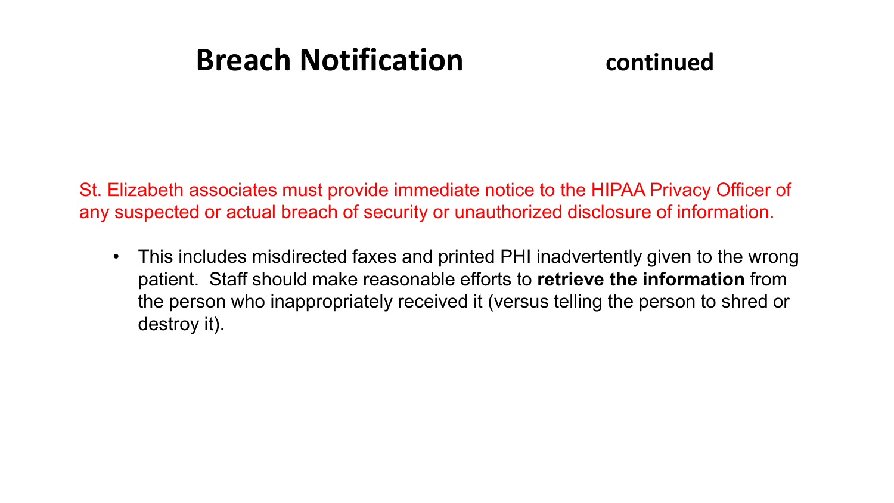# Breach Notification continued

St. Elizabeth associates must provide immediate notice to the HIPAA Privacy Officer of any suspected or actual breach of security or unauthorized disclosure of information.

- This includes misdirected faxes and printed PHI inadvertently given to the wrong patient. Staff should make reasonable efforts to **retrieve the information** from the person who inappropriately received it (versus telling the person to shred or destroy it).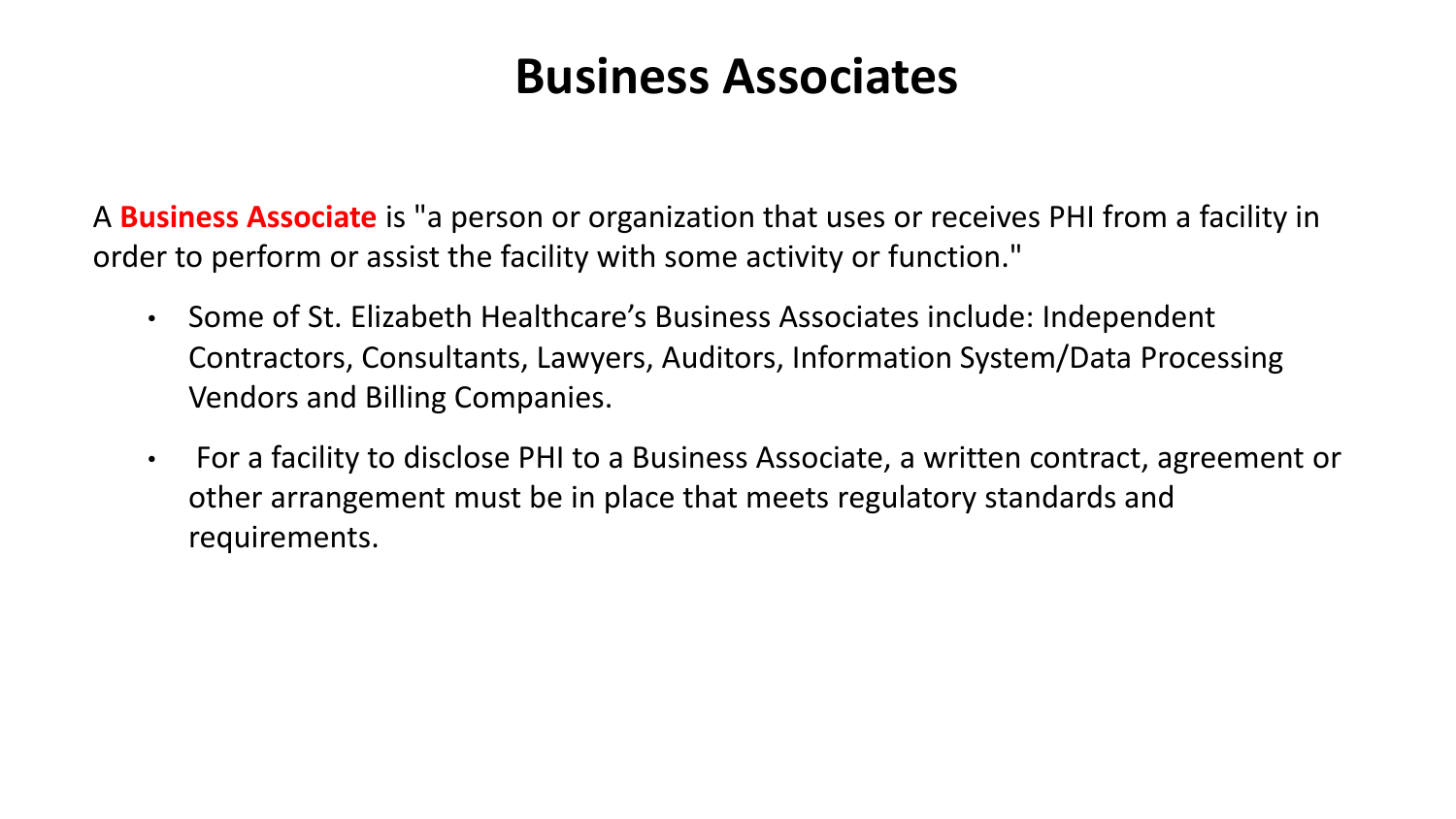# Business Associates

A **Business Associate** is "a person or organization that uses or receives PHI from a facility in order to perform or assist the facility with some activity or function."

- Some of St. Elizabeth Healthcare's Business Associates include: Independent Contractors, Consultants, Lawyers, Auditors, Information System/Data Processing Vendors and Billing Companies.
- For a facility to disclose PHI to a Business Associate, a written contract, agreement or other arrangement must be in place that meets regulatory standards and requirements.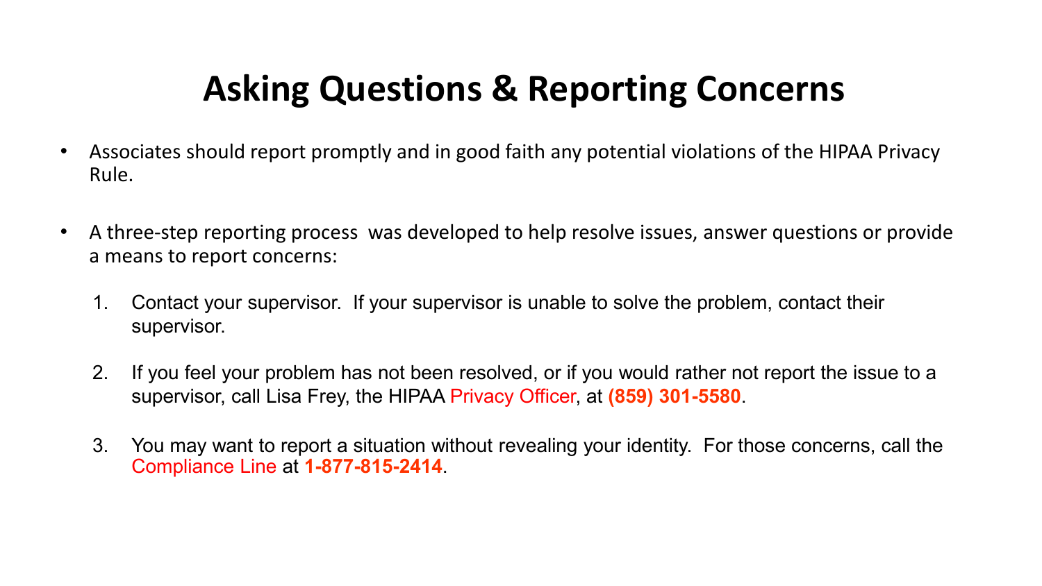# Asking Questions & Reporting Concerns

- Associates should report promptly and in good faith any potential violations of the HIPAA Privacy Rule.
- A three-step reporting process was developed to help resolve issues, answer questions or provide a means to report concerns:
  1. Contact your supervisor. If your supervisor is unable to solve the problem, contact their supervisor.
  2. If you feel your problem has not been resolved, or if you would rather not report the issue to a supervisor, call Lisa Frey, the HIPAA Privacy Officer, at **(859) 301-5580**.
  3. You may want to report a situation without revealing your identity. For those concerns, call the Compliance Line at **1-877-815-2414**.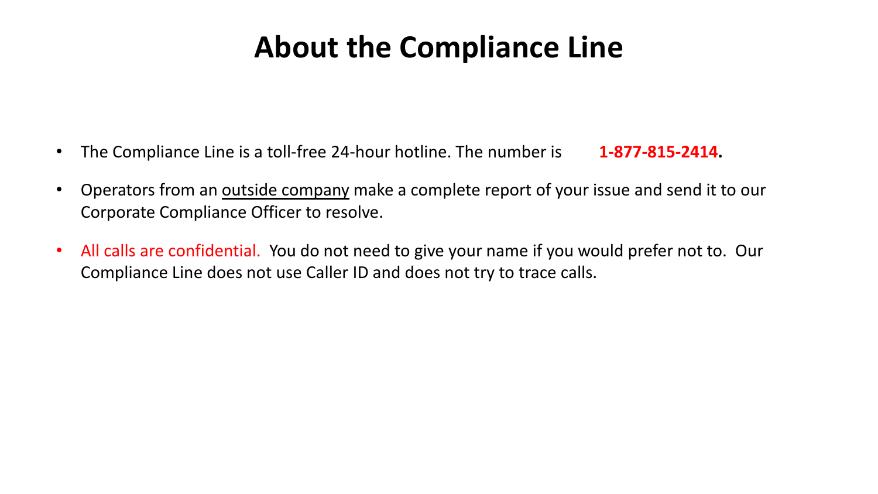# About the Compliance Line

- The Compliance Line is a toll-free 24-hour hotline. The number is **1-877-815-2414.**
- Operators from an <u>outside company</u> make a complete report of your issue and send it to our Corporate Compliance Officer to resolve.
- All calls are confidential. You do not need to give your name if you would prefer not to. Our Compliance Line does not use Caller ID and does not try to trace calls.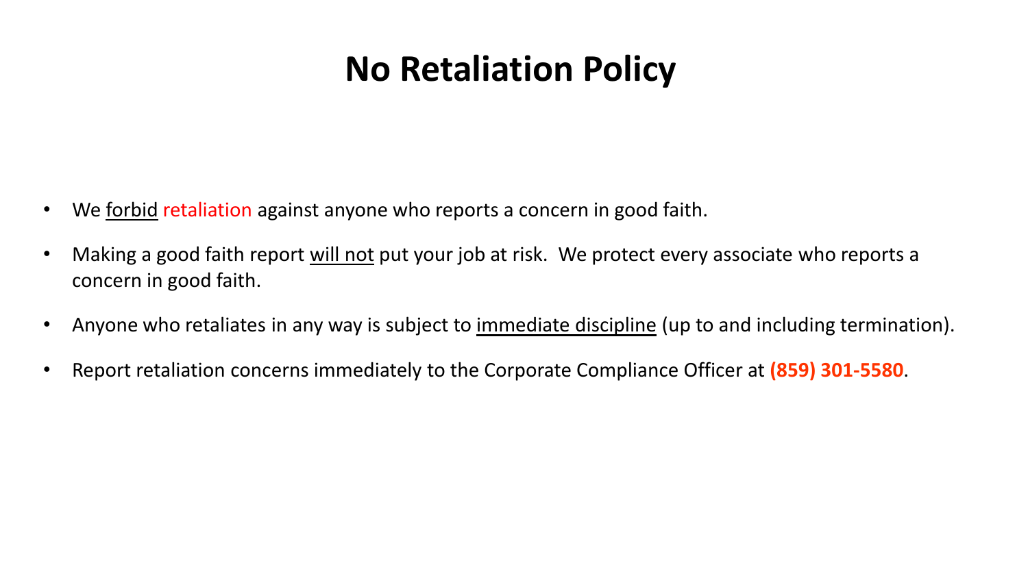# No Retaliation Policy

- We <u>forbid</u> retaliation against anyone who reports a concern in good faith.
- Making a good faith report <u>will not</u> put your job at risk. We protect every associate who reports a concern in good faith.
- Anyone who retaliates in any way is subject to <u>immediate discipline</u> (up to and including termination).
- Report retaliation concerns immediately to the Corporate Compliance Officer at **(859) 301-5580**.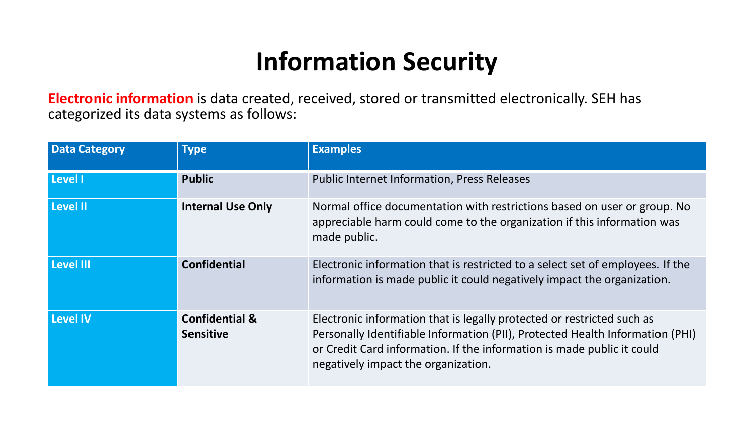# Information Security

**Electronic information** is data created, received, stored or transmitted electronically. SEH has categorized its data systems as follows:

| Data Category | Type | Examples |
|---|---|---|
| Level I | **Public** | Public Internet Information, Press Releases |
| Level II | **Internal Use Only** | Normal office documentation with restrictions based on user or group. No appreciable harm could come to the organization if this information was made public. |
| Level III | **Confidential** | Electronic information that is restricted to a select set of employees. If the information is made public it could negatively impact the organization. |
| Level IV | **Confidential & Sensitive** | Electronic information that is legally protected or restricted such as Personally Identifiable Information (PII), Protected Health Information (PHI) or Credit Card information. If the information is made public it could negatively impact the organization. |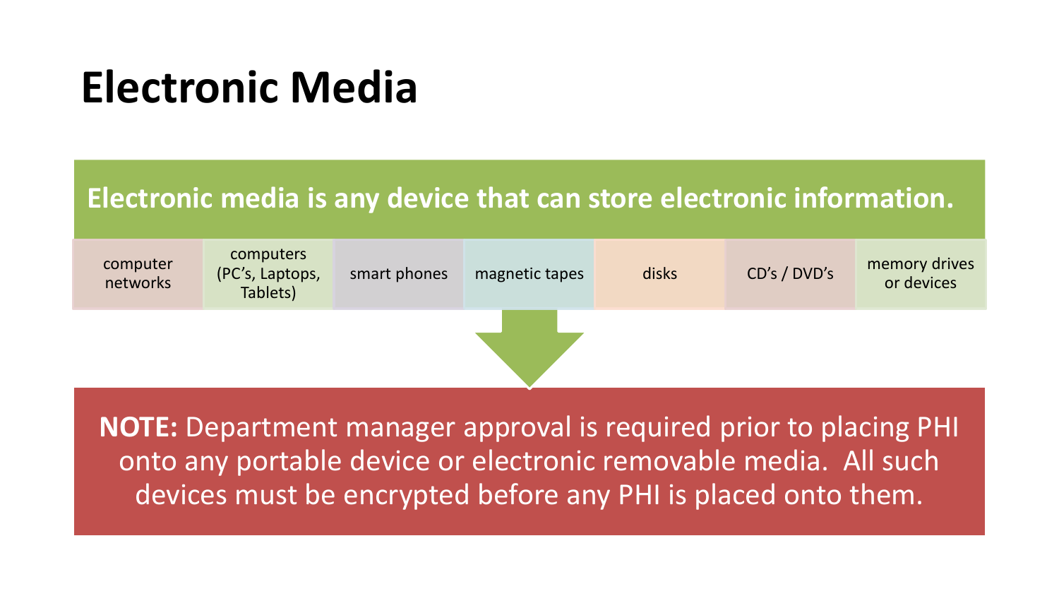# Electronic Media

**Electronic media is any device that can store electronic information.**

- computer networks
- computers (PC's, Laptops, Tablets)
- smart phones
- magnetic tapes
- disks
- CD's / DVD's
- memory drives or devices

**NOTE:** Department manager approval is required prior to placing PHI onto any portable device or electronic removable media. All such devices must be encrypted before any PHI is placed onto them.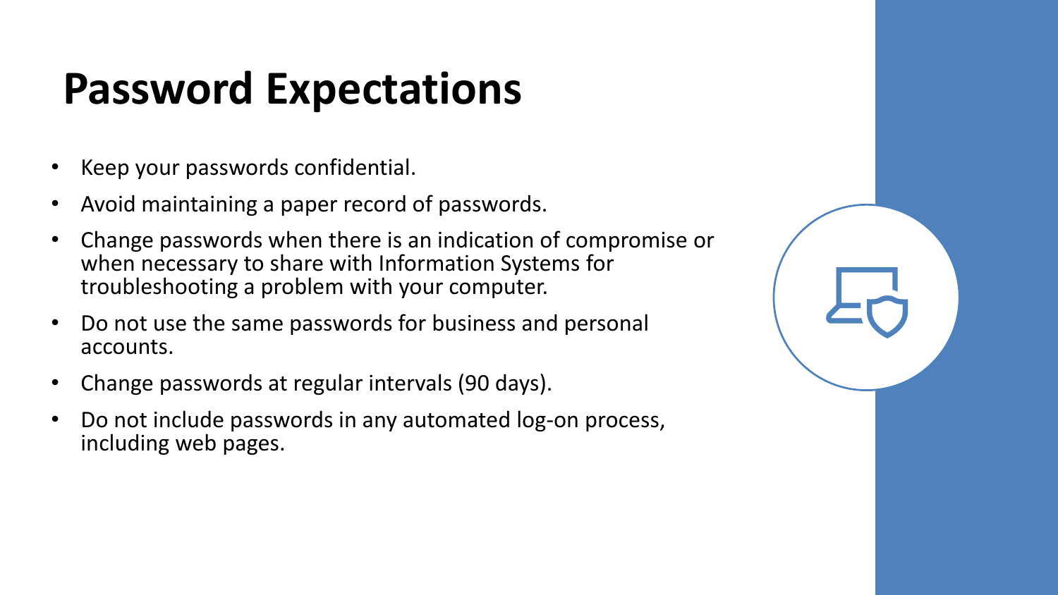# Password Expectations

- Keep your passwords confidential.
- Avoid maintaining a paper record of passwords.
- Change passwords when there is an indication of compromise or when necessary to share with Information Systems for troubleshooting a problem with your computer.
- Do not use the same passwords for business and personal accounts.
- Change passwords at regular intervals (90 days).
- Do not include passwords in any automated log-on process, including web pages.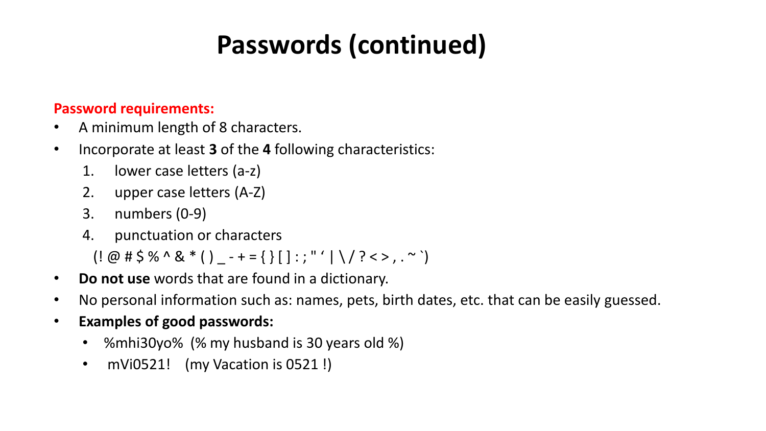# Passwords (continued)

**Password requirements:**

- A minimum length of 8 characters.
- Incorporate at least **3** of the **4** following characteristics:
  1. lower case letters (a-z)
  2. upper case letters (A-Z)
  3. numbers (0-9)
  4. punctuation or characters
  
  (! @ # $ % ^ & * ( ) _ - + = { } [ ] : ; " ' | \ / ? < > , . ~ `)
- **Do not use** words that are found in a dictionary.
- No personal information such as: names, pets, birth dates, etc. that can be easily guessed.
- **Examples of good passwords:**
  - %mhi30yo% (% my husband is 30 years old %)
  - mVi0521! (my Vacation is 0521 !)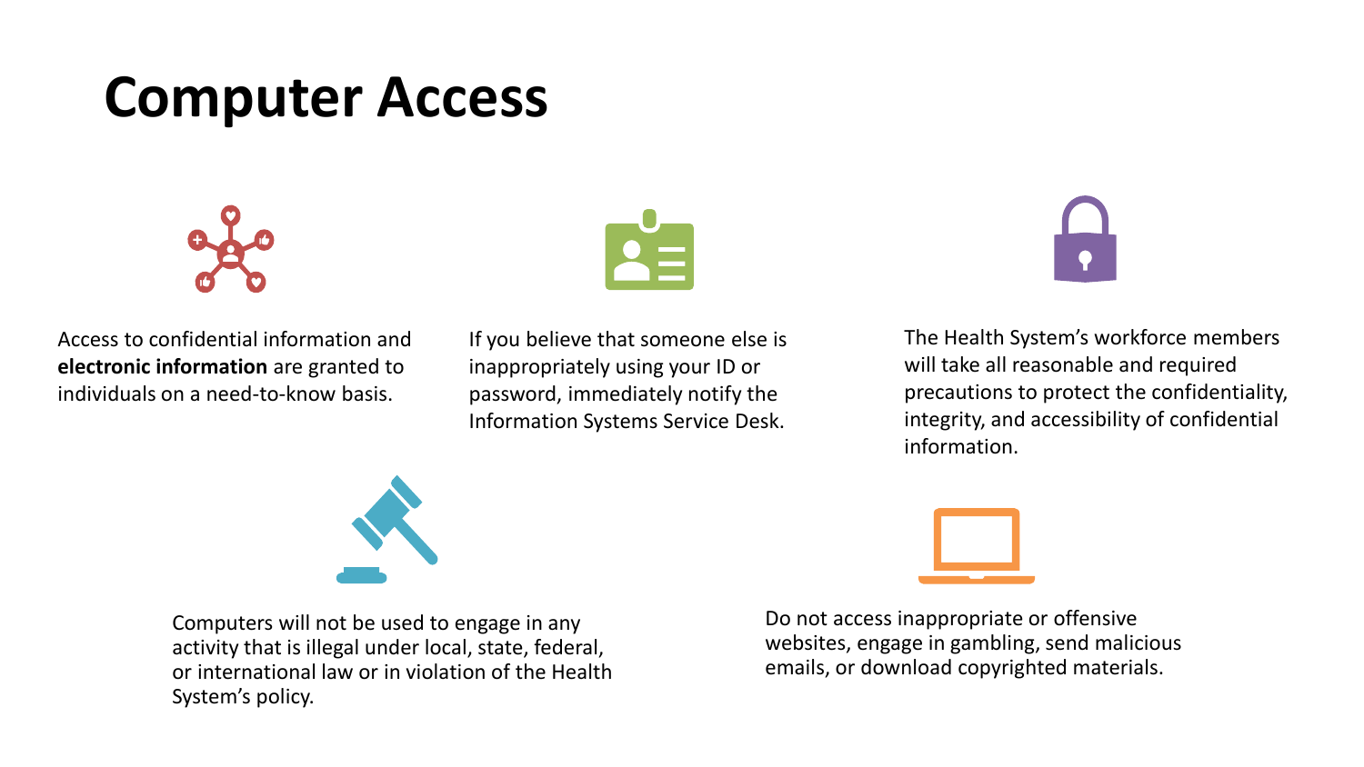# Computer Access

Access to confidential information and **electronic information** are granted to individuals on a need-to-know basis.

If you believe that someone else is inappropriately using your ID or password, immediately notify the Information Systems Service Desk.

The Health System's workforce members will take all reasonable and required precautions to protect the confidentiality, integrity, and accessibility of confidential information.

Computers will not be used to engage in any activity that is illegal under local, state, federal, or international law or in violation of the Health System's policy.

Do not access inappropriate or offensive websites, engage in gambling, send malicious emails, or download copyrighted materials.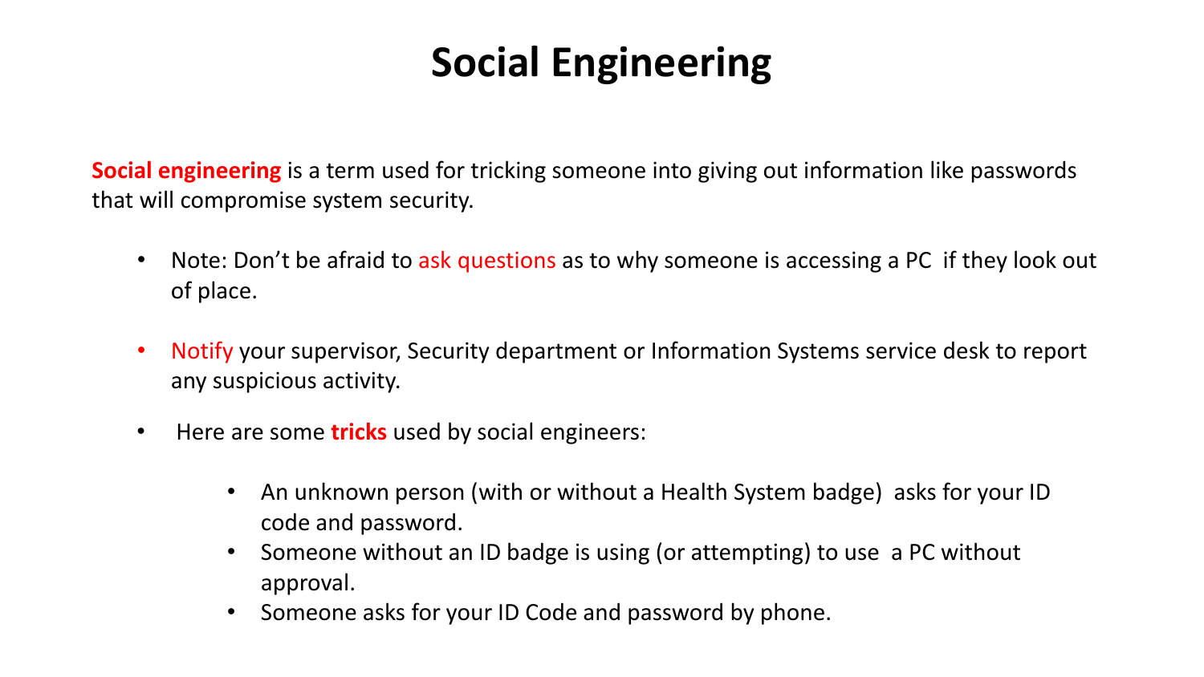# Social Engineering

**Social engineering** is a term used for tricking someone into giving out information like passwords that will compromise system security.

- Note: Don't be afraid to ask questions as to why someone is accessing a PC if they look out of place.
- Notify your supervisor, Security department or Information Systems service desk to report any suspicious activity.
- Here are some **tricks** used by social engineers:
  - An unknown person (with or without a Health System badge) asks for your ID code and password.
  - Someone without an ID badge is using (or attempting) to use a PC without approval.
  - Someone asks for your ID Code and password by phone.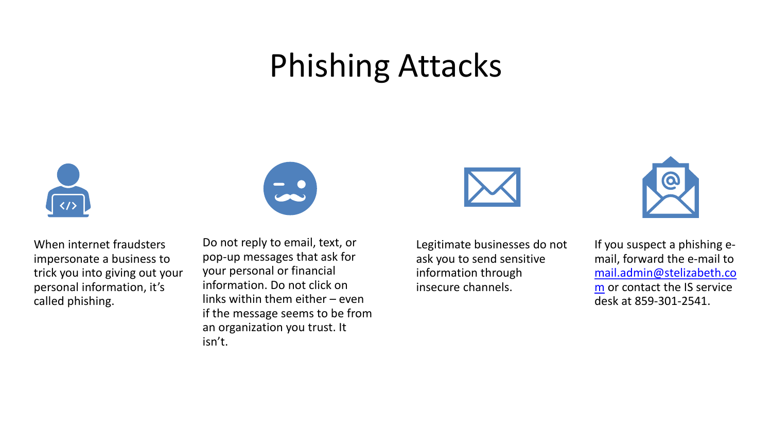# Phishing Attacks

When internet fraudsters impersonate a business to trick you into giving out your personal information, it's called phishing.

Do not reply to email, text, or pop-up messages that ask for your personal or financial information. Do not click on links within them either – even if the message seems to be from an organization you trust. It isn't.

Legitimate businesses do not ask you to send sensitive information through insecure channels.

If you suspect a phishing e-mail, forward the e-mail to mail.admin@stelizabeth.com or contact the IS service desk at 859-301-2541.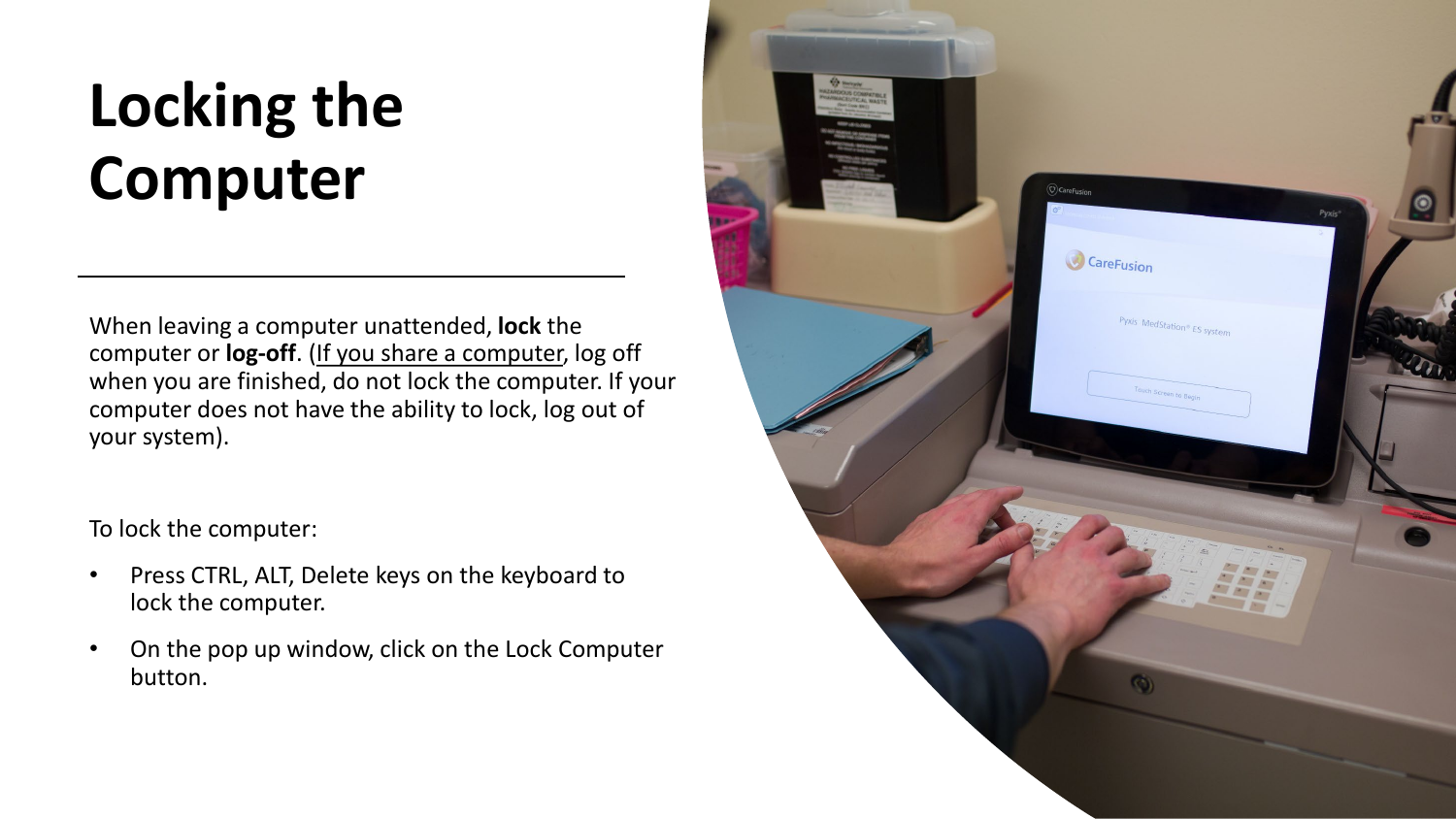# Locking the Computer

When leaving a computer unattended, **lock** the computer or **log-off**. (If you share a computer, log off when you are finished, do not lock the computer. If your computer does not have the ability to lock, log out of your system).

To lock the computer:

- Press CTRL, ALT, Delete keys on the keyboard to lock the computer.
- On the pop up window, click on the Lock Computer button.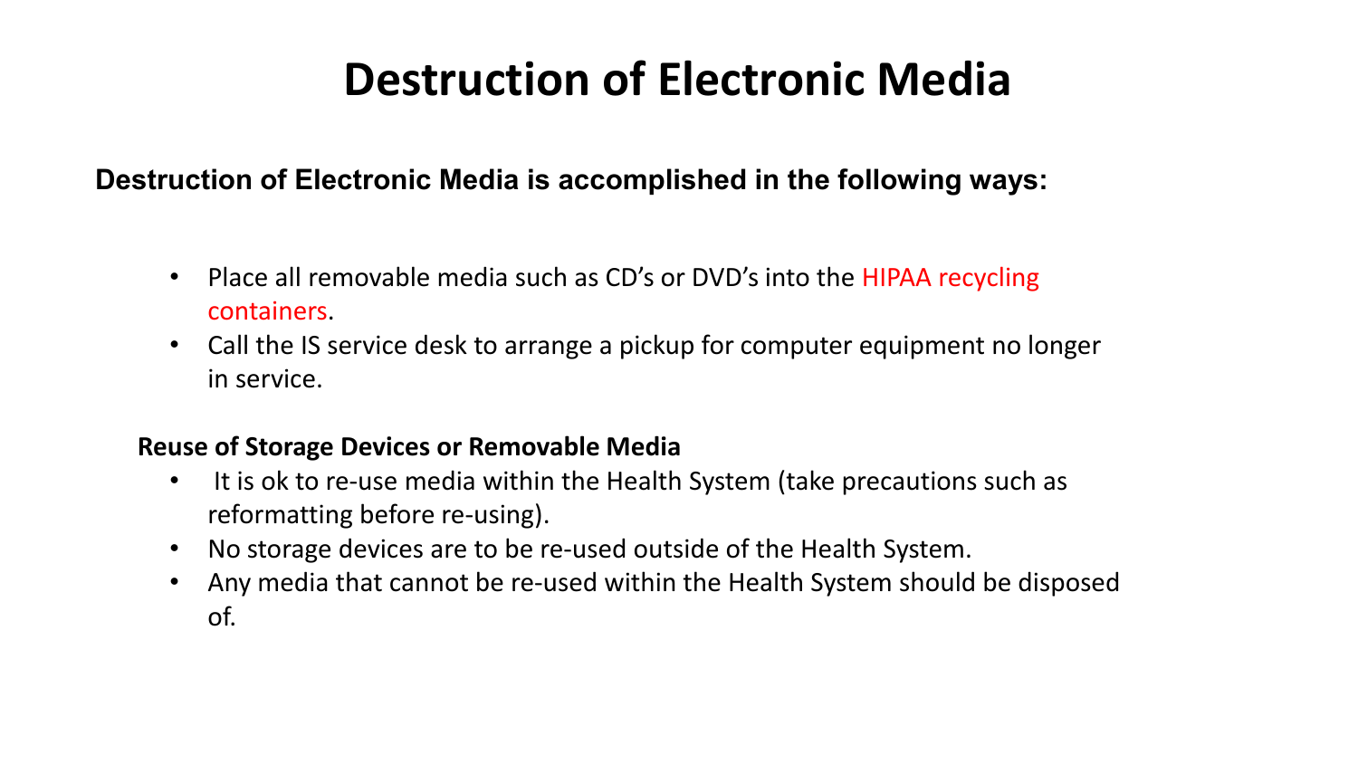# Destruction of Electronic Media

**Destruction of Electronic Media is accomplished in the following ways:**

- Place all removable media such as CD's or DVD's into the HIPAA recycling containers.
- Call the IS service desk to arrange a pickup for computer equipment no longer in service.

**Reuse of Storage Devices or Removable Media**

- It is ok to re-use media within the Health System (take precautions such as reformatting before re-using).
- No storage devices are to be re-used outside of the Health System.
- Any media that cannot be re-used within the Health System should be disposed of.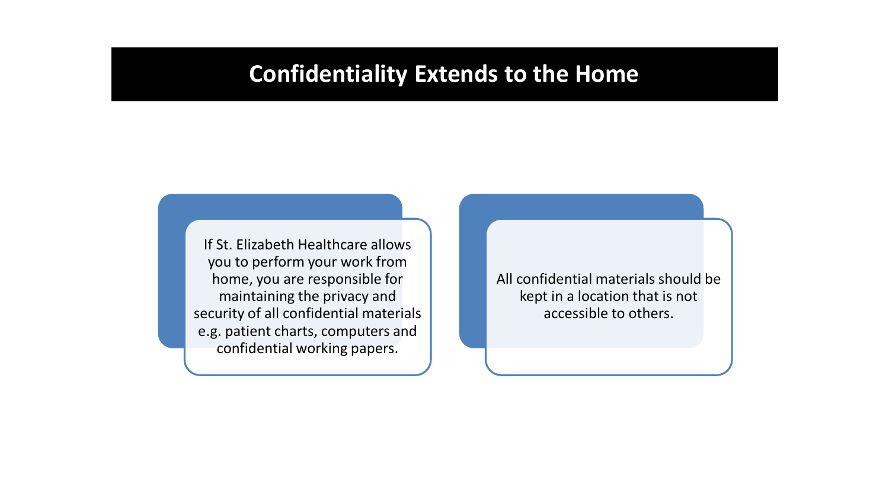# Confidentiality Extends to the Home

If St. Elizabeth Healthcare allows you to perform your work from home, you are responsible for maintaining the privacy and security of all confidential materials e.g. patient charts, computers and confidential working papers.

All confidential materials should be kept in a location that is not accessible to others.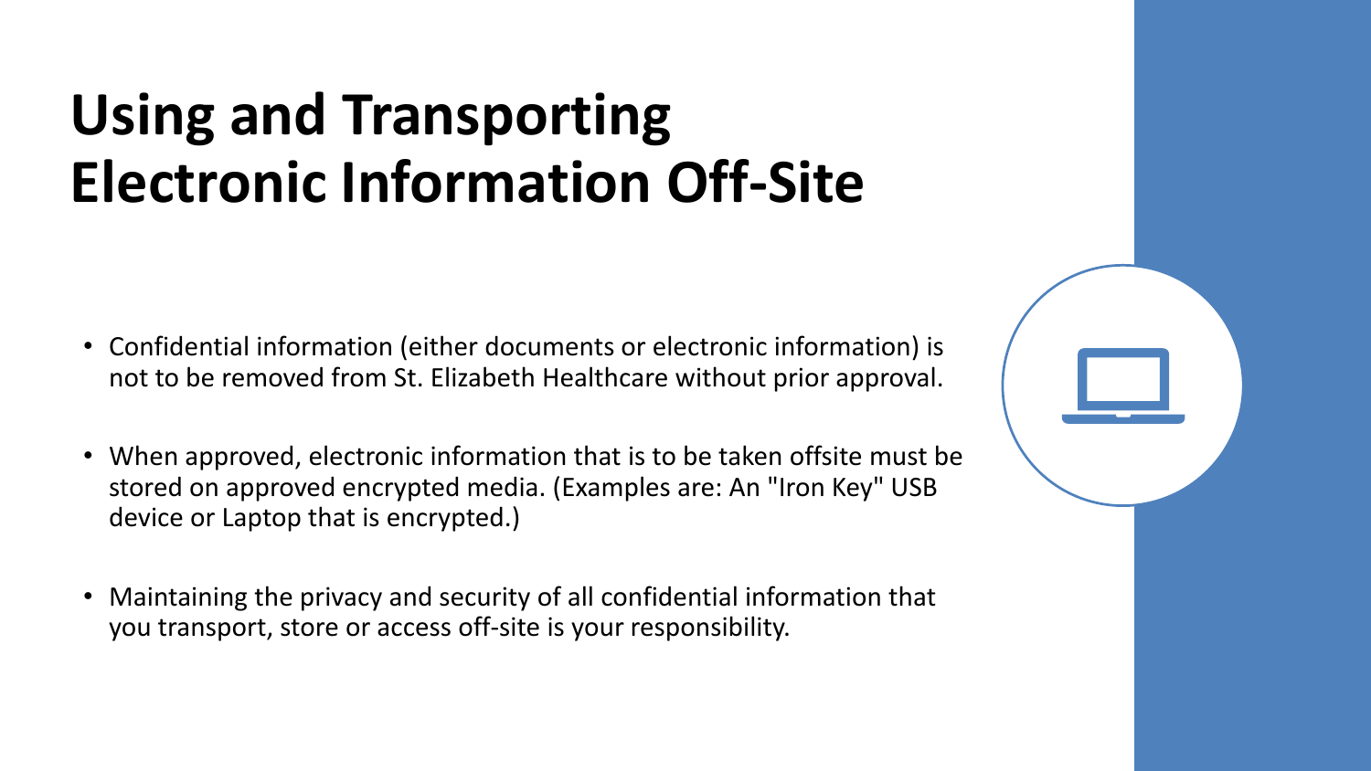# Using and Transporting Electronic Information Off-Site

- Confidential information (either documents or electronic information) is not to be removed from St. Elizabeth Healthcare without prior approval.
- When approved, electronic information that is to be taken offsite must be stored on approved encrypted media. (Examples are: An "Iron Key" USB device or Laptop that is encrypted.)
- Maintaining the privacy and security of all confidential information that you transport, store or access off-site is your responsibility.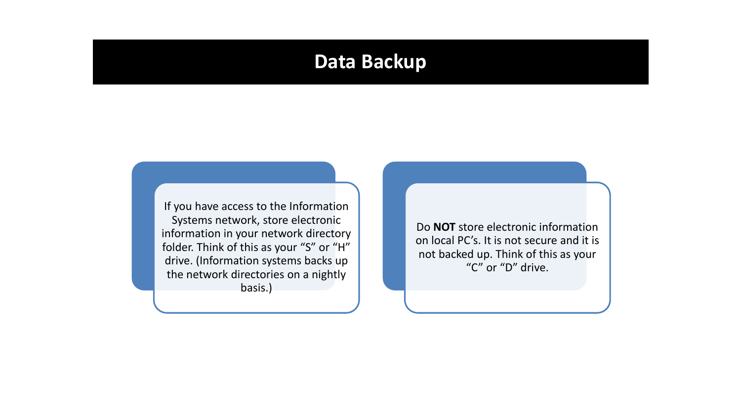# Data Backup

If you have access to the Information Systems network, store electronic information in your network directory folder. Think of this as your “S” or “H” drive. (Information systems backs up the network directories on a nightly basis.)

Do **NOT** store electronic information on local PC’s. It is not secure and it is not backed up. Think of this as your “C” or “D” drive.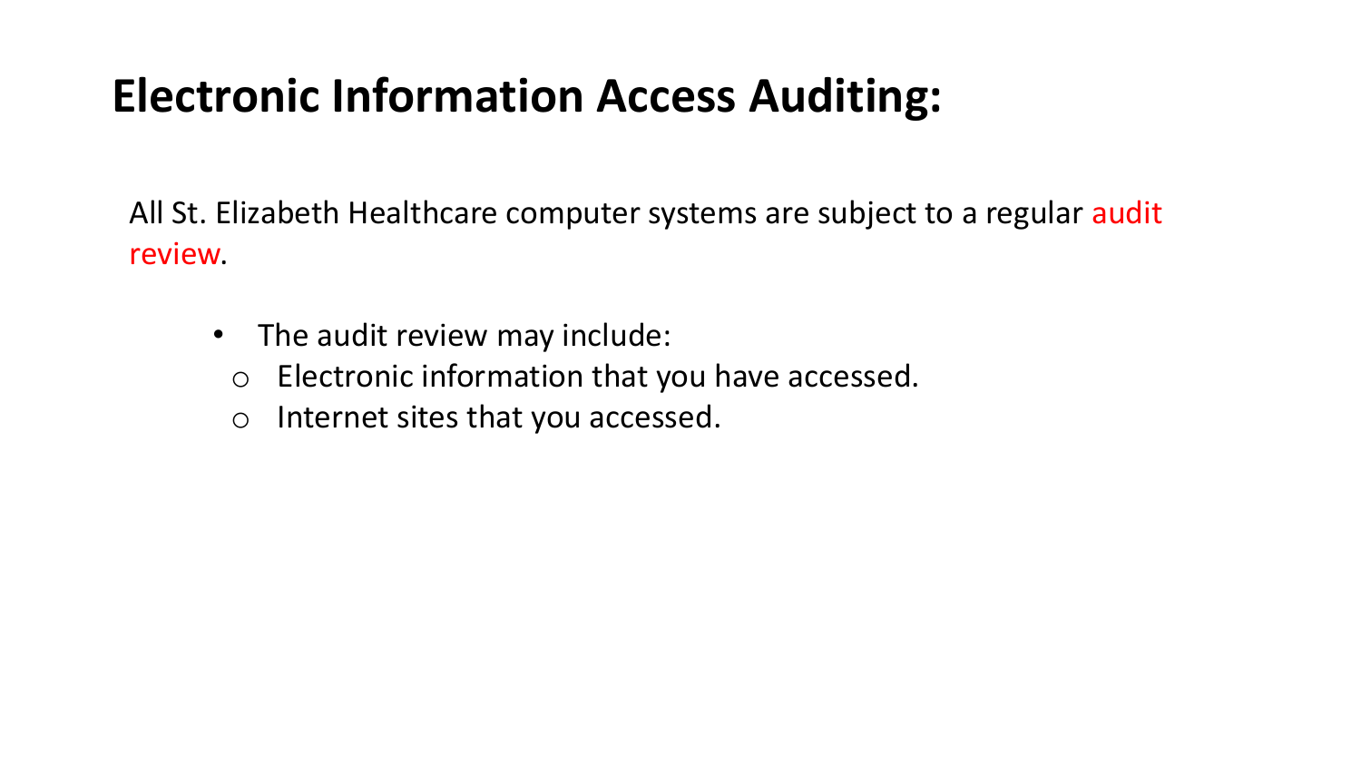# Electronic Information Access Auditing:

All St. Elizabeth Healthcare computer systems are subject to a regular audit review.

- The audit review may include:
  - Electronic information that you have accessed.
  - Internet sites that you accessed.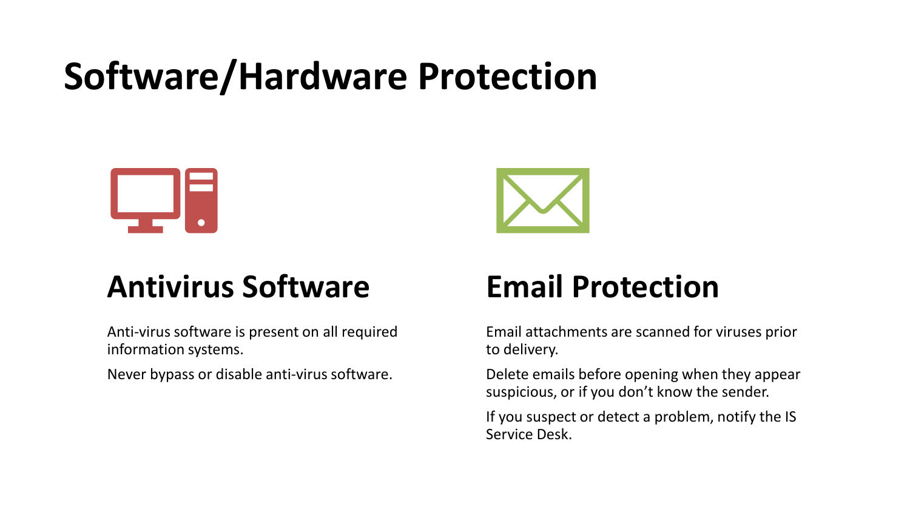# Software/Hardware Protection

## Antivirus Software

Anti-virus software is present on all required information systems.

Never bypass or disable anti-virus software.

## Email Protection

Email attachments are scanned for viruses prior to delivery.

Delete emails before opening when they appear suspicious, or if you don't know the sender.

If you suspect or detect a problem, notify the IS Service Desk.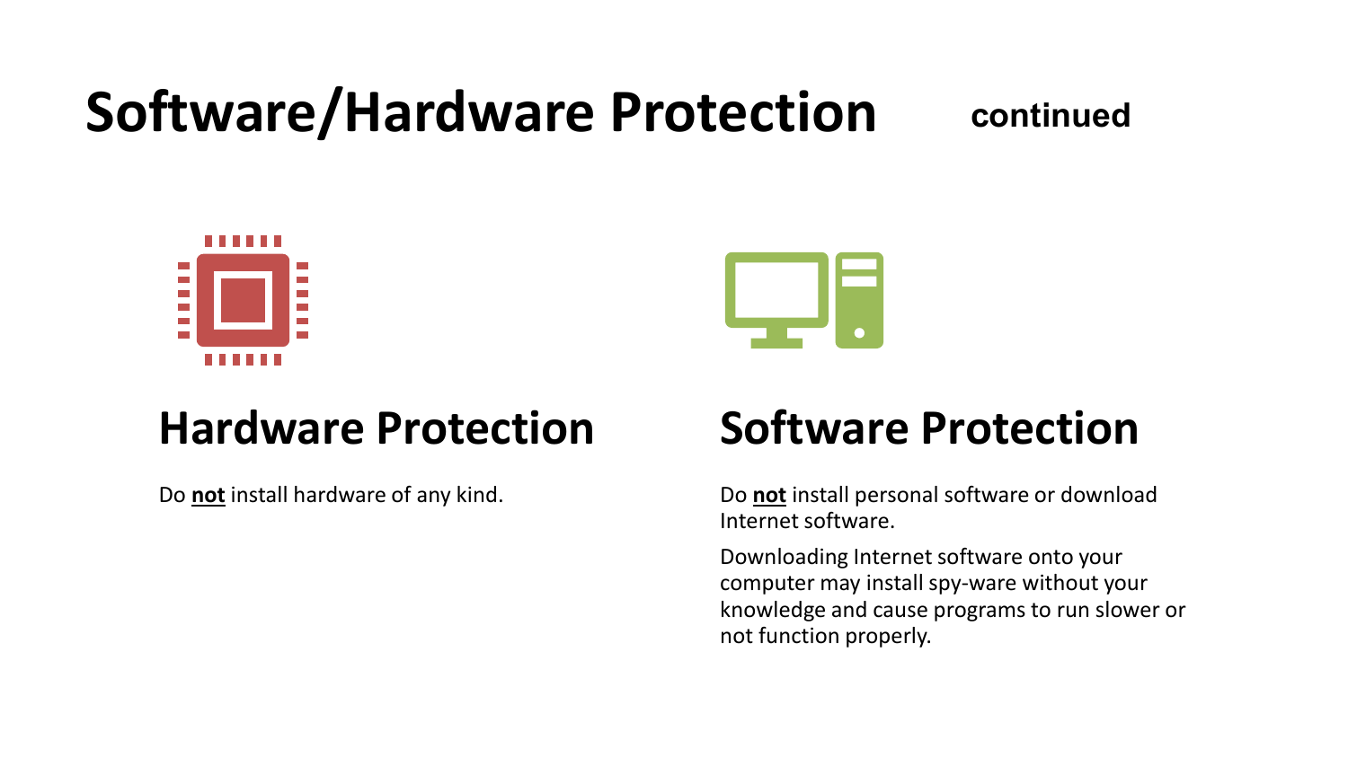# Software/Hardware Protection **continued**

## Hardware Protection

Do **not** install hardware of any kind.

## Software Protection

Do **not** install personal software or download Internet software.

Downloading Internet software onto your computer may install spy-ware without your knowledge and cause programs to run slower or not function properly.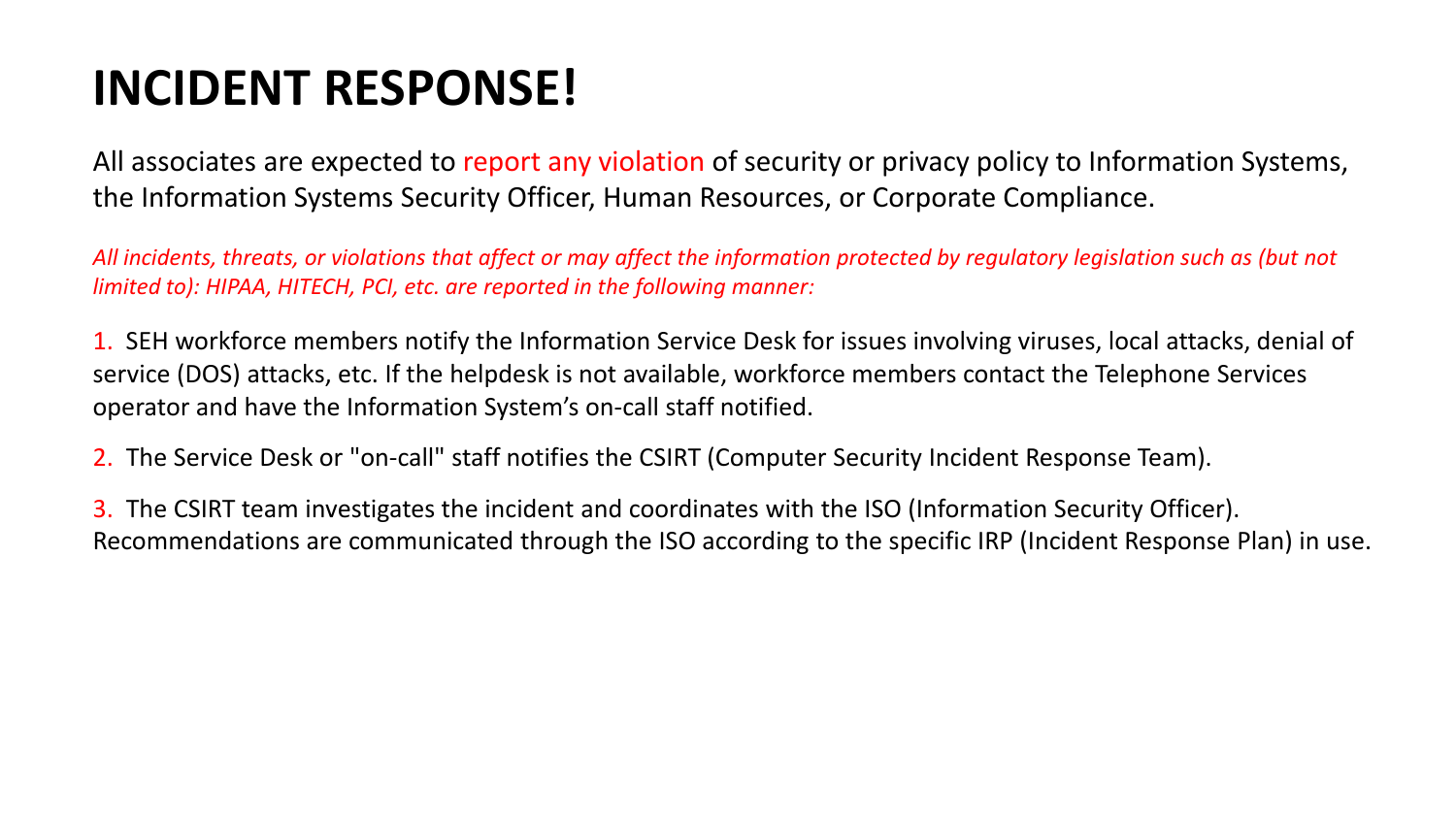# INCIDENT RESPONSE!

All associates are expected to report any violation of security or privacy policy to Information Systems, the Information Systems Security Officer, Human Resources, or Corporate Compliance.

*All incidents, threats, or violations that affect or may affect the information protected by regulatory legislation such as (but not limited to): HIPAA, HITECH, PCI, etc. are reported in the following manner:*

1. SEH workforce members notify the Information Service Desk for issues involving viruses, local attacks, denial of service (DOS) attacks, etc. If the helpdesk is not available, workforce members contact the Telephone Services operator and have the Information System's on-call staff notified.

2. The Service Desk or "on-call" staff notifies the CSIRT (Computer Security Incident Response Team).

3. The CSIRT team investigates the incident and coordinates with the ISO (Information Security Officer). Recommendations are communicated through the ISO according to the specific IRP (Incident Response Plan) in use.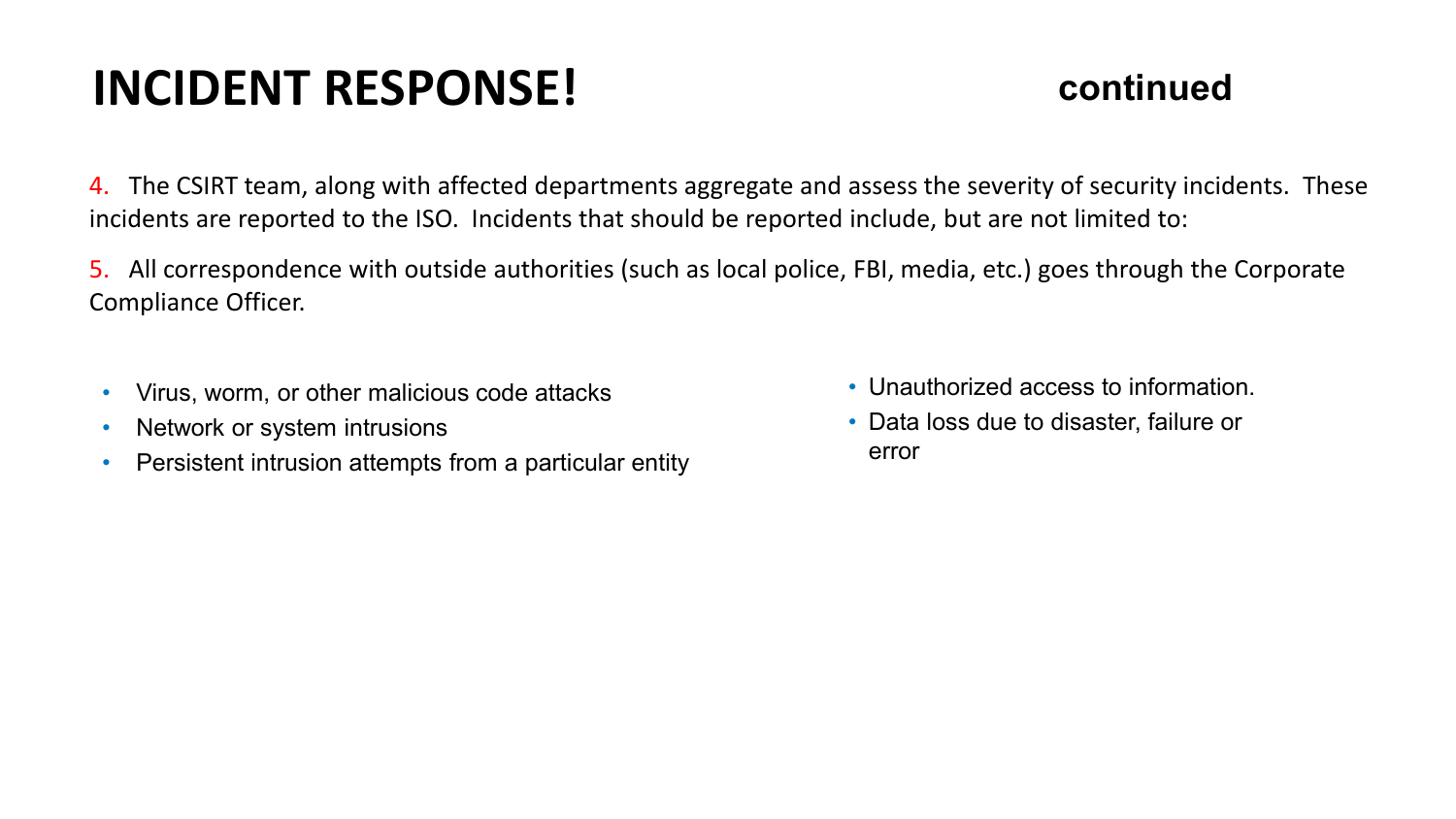# INCIDENT RESPONSE! continued

4. The CSIRT team, along with affected departments aggregate and assess the severity of security incidents. These incidents are reported to the ISO. Incidents that should be reported include, but are not limited to:

5. All correspondence with outside authorities (such as local police, FBI, media, etc.) goes through the Corporate Compliance Officer.

- Virus, worm, or other malicious code attacks
- Network or system intrusions
- Persistent intrusion attempts from a particular entity
- Unauthorized access to information.
- Data loss due to disaster, failure or error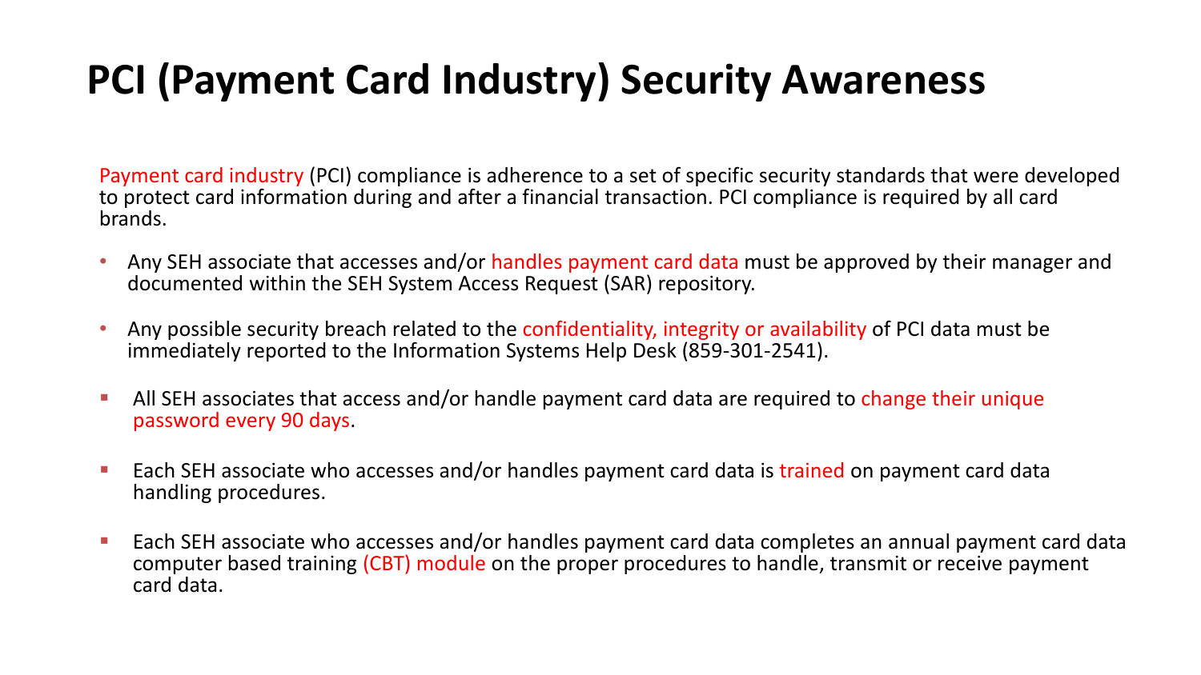# PCI (Payment Card Industry) Security Awareness

Payment card industry (PCI) compliance is adherence to a set of specific security standards that were developed to protect card information during and after a financial transaction. PCI compliance is required by all card brands.

- Any SEH associate that accesses and/or handles payment card data must be approved by their manager and documented within the SEH System Access Request (SAR) repository.
- Any possible security breach related to the confidentiality, integrity or availability of PCI data must be immediately reported to the Information Systems Help Desk (859-301-2541).
- All SEH associates that access and/or handle payment card data are required to change their unique password every 90 days.
- Each SEH associate who accesses and/or handles payment card data is trained on payment card data handling procedures.
- Each SEH associate who accesses and/or handles payment card data completes an annual payment card data computer based training (CBT) module on the proper procedures to handle, transmit or receive payment card data.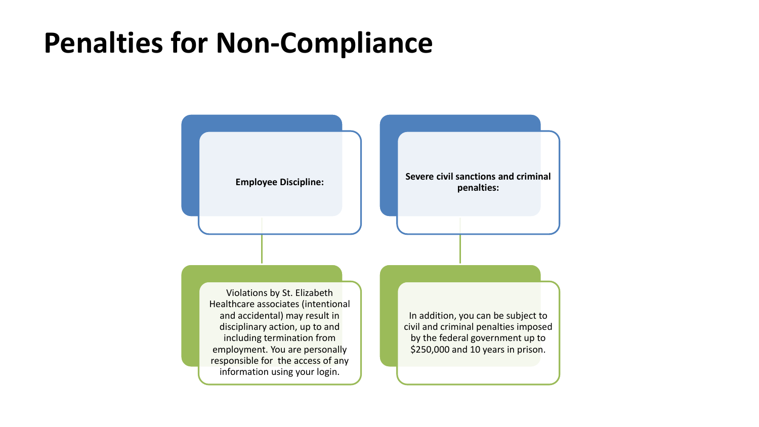# Penalties for Non-Compliance

**Employee Discipline:**

Violations by St. Elizabeth Healthcare associates (intentional and accidental) may result in disciplinary action, up to and including termination from employment. You are personally responsible for the access of any information using your login.

**Severe civil sanctions and criminal penalties:**

In addition, you can be subject to civil and criminal penalties imposed by the federal government up to $250,000 and 10 years in prison.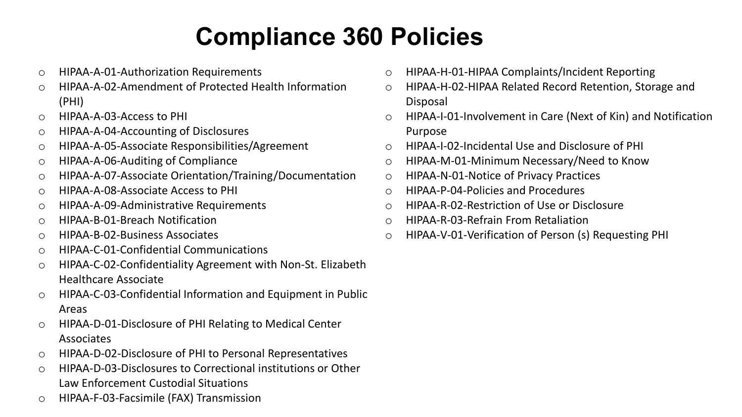# Compliance 360 Policies

- HIPAA-A-01-Authorization Requirements
- HIPAA-A-02-Amendment of Protected Health Information (PHI)
- HIPAA-A-03-Access to PHI
- HIPAA-A-04-Accounting of Disclosures
- HIPAA-A-05-Associate Responsibilities/Agreement
- HIPAA-A-06-Auditing of Compliance
- HIPAA-A-07-Associate Orientation/Training/Documentation
- HIPAA-A-08-Associate Access to PHI
- HIPAA-A-09-Administrative Requirements
- HIPAA-B-01-Breach Notification
- HIPAA-B-02-Business Associates
- HIPAA-C-01-Confidential Communications
- HIPAA-C-02-Confidentiality Agreement with Non-St. Elizabeth Healthcare Associate
- HIPAA-C-03-Confidential Information and Equipment in Public Areas
- HIPAA-D-01-Disclosure of PHI Relating to Medical Center Associates
- HIPAA-D-02-Disclosure of PHI to Personal Representatives
- HIPAA-D-03-Disclosures to Correctional institutions or Other Law Enforcement Custodial Situations
- HIPAA-F-03-Facsimile (FAX) Transmission
- HIPAA-H-01-HIPAA Complaints/Incident Reporting
- HIPAA-H-02-HIPAA Related Record Retention, Storage and Disposal
- HIPAA-I-01-Involvement in Care (Next of Kin) and Notification Purpose
- HIPAA-I-02-Incidental Use and Disclosure of PHI
- HIPAA-M-01-Minimum Necessary/Need to Know
- HIPAA-N-01-Notice of Privacy Practices
- HIPAA-P-04-Policies and Procedures
- HIPAA-R-02-Restriction of Use or Disclosure
- HIPAA-R-03-Refrain From Retaliation
- HIPAA-V-01-Verification of Person (s) Requesting PHI